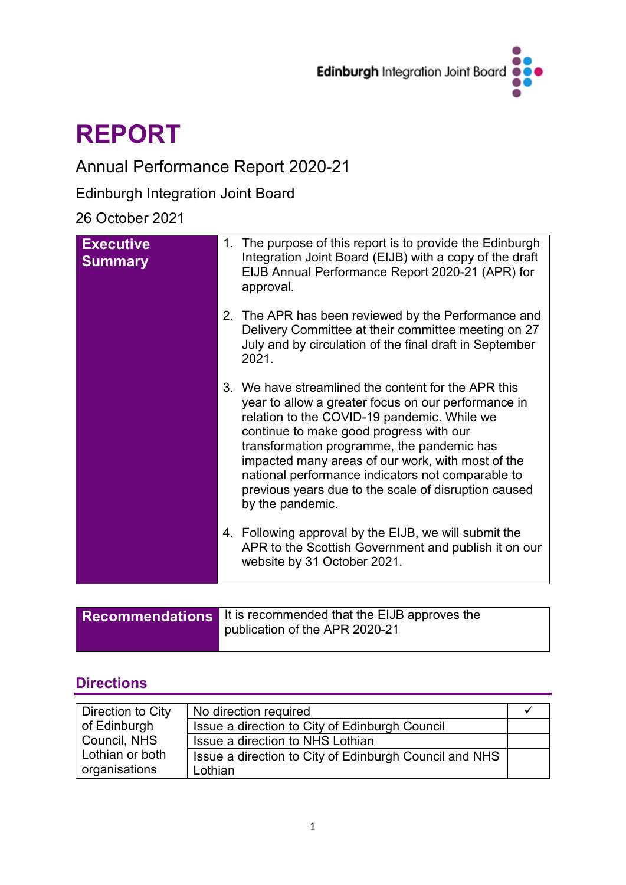Edinburgh Integration Joint Board

# REPORT

## Annual Performance Report 2020-21

Edinburgh Integration Joint Board

26 October 2021

| **Executive Summary** | 1. The purpose of this report is to provide the Edinburgh Integration Joint Board (EIJB) with a copy of the draft EIJB Annual Performance Report 2020-21 (APR) for approval.<br><br>2. The APR has been reviewed by the Performance and Delivery Committee at their committee meeting on 27 July and by circulation of the final draft in September 2021.<br><br>3. We have streamlined the content for the APR this year to allow a greater focus on our performance in relation to the COVID-19 pandemic. While we continue to make good progress with our transformation programme, the pandemic has impacted many areas of our work, with most of the national performance indicators not comparable to previous years due to the scale of disruption caused by the pandemic.<br><br>4. Following approval by the EIJB, we will submit the APR to the Scottish Government and publish it on our website by 31 October 2021. |
|---|---|

| **Recommendations** | It is recommended that the EIJB approves the publication of the APR 2020-21 |
|---|---|

## Directions

| Direction to City of Edinburgh Council, NHS Lothian or both organisations | No direction required | ✓ |
|---|---|---|
| | Issue a direction to City of Edinburgh Council | |
| | Issue a direction to NHS Lothian | |
| | Issue a direction to City of Edinburgh Council and NHS Lothian | |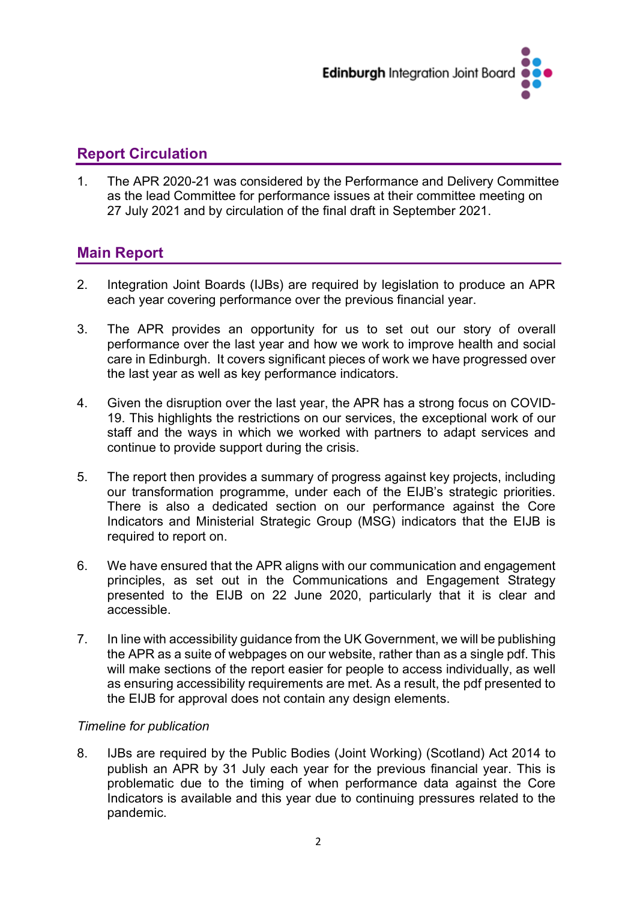## Report Circulation

1. The APR 2020-21 was considered by the Performance and Delivery Committee as the lead Committee for performance issues at their committee meeting on 27 July 2021 and by circulation of the final draft in September 2021.

## Main Report

2. Integration Joint Boards (IJBs) are required by legislation to produce an APR each year covering performance over the previous financial year.

3. The APR provides an opportunity for us to set out our story of overall performance over the last year and how we work to improve health and social care in Edinburgh. It covers significant pieces of work we have progressed over the last year as well as key performance indicators.

4. Given the disruption over the last year, the APR has a strong focus on COVID-19. This highlights the restrictions on our services, the exceptional work of our staff and the ways in which we worked with partners to adapt services and continue to provide support during the crisis.

5. The report then provides a summary of progress against key projects, including our transformation programme, under each of the EIJB's strategic priorities. There is also a dedicated section on our performance against the Core Indicators and Ministerial Strategic Group (MSG) indicators that the EIJB is required to report on.

6. We have ensured that the APR aligns with our communication and engagement principles, as set out in the Communications and Engagement Strategy presented to the EIJB on 22 June 2020, particularly that it is clear and accessible.

7. In line with accessibility guidance from the UK Government, we will be publishing the APR as a suite of webpages on our website, rather than as a single pdf. This will make sections of the report easier for people to access individually, as well as ensuring accessibility requirements are met. As a result, the pdf presented to the EIJB for approval does not contain any design elements.

*Timeline for publication*

8. IJBs are required by the Public Bodies (Joint Working) (Scotland) Act 2014 to publish an APR by 31 July each year for the previous financial year. This is problematic due to the timing of when performance data against the Core Indicators is available and this year due to continuing pressures related to the pandemic.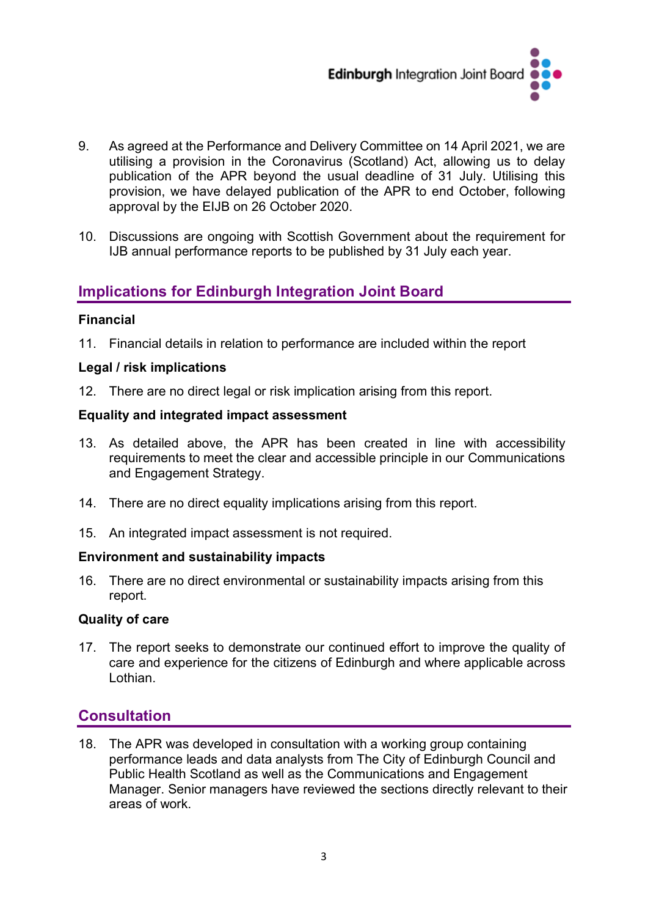9. As agreed at the Performance and Delivery Committee on 14 April 2021, we are utilising a provision in the Coronavirus (Scotland) Act, allowing us to delay publication of the APR beyond the usual deadline of 31 July. Utilising this provision, we have delayed publication of the APR to end October, following approval by the EIJB on 26 October 2020.

10. Discussions are ongoing with Scottish Government about the requirement for IJB annual performance reports to be published by 31 July each year.

## Implications for Edinburgh Integration Joint Board

**Financial**

11. Financial details in relation to performance are included within the report

**Legal / risk implications**

12. There are no direct legal or risk implication arising from this report.

**Equality and integrated impact assessment**

13. As detailed above, the APR has been created in line with accessibility requirements to meet the clear and accessible principle in our Communications and Engagement Strategy.

14. There are no direct equality implications arising from this report.

15. An integrated impact assessment is not required.

**Environment and sustainability impacts**

16. There are no direct environmental or sustainability impacts arising from this report.

**Quality of care**

17. The report seeks to demonstrate our continued effort to improve the quality of care and experience for the citizens of Edinburgh and where applicable across Lothian.

## Consultation

18. The APR was developed in consultation with a working group containing performance leads and data analysts from The City of Edinburgh Council and Public Health Scotland as well as the Communications and Engagement Manager. Senior managers have reviewed the sections directly relevant to their areas of work.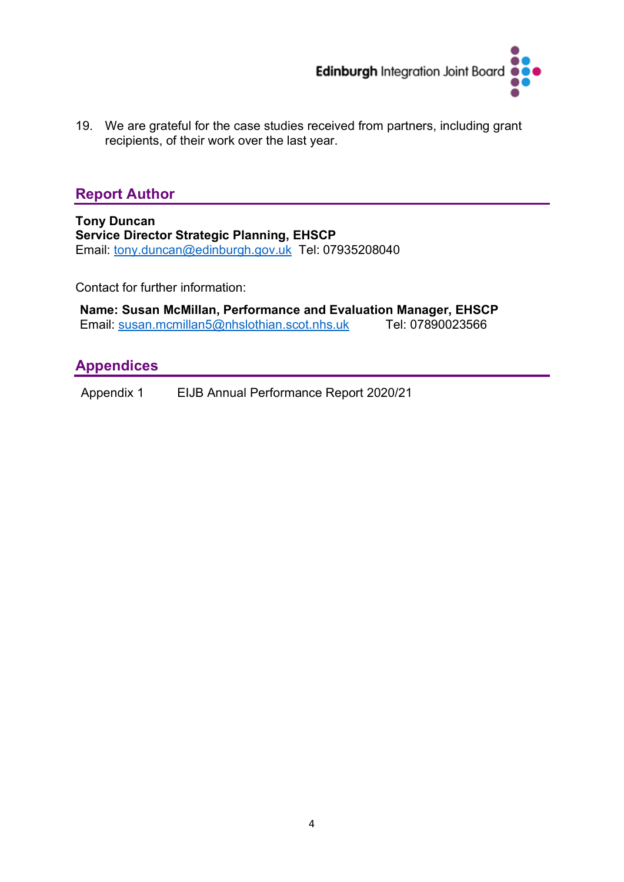19. We are grateful for the case studies received from partners, including grant recipients, of their work over the last year.

## Report Author

**Tony Duncan**
**Service Director Strategic Planning, EHSCP**
Email: tony.duncan@edinburgh.gov.uk Tel: 07935208040

Contact for further information:

**Name: Susan McMillan, Performance and Evaluation Manager, EHSCP**
Email: susan.mcmillan5@nhslothian.scot.nhs.uk Tel: 07890023566

## Appendices

Appendix 1 EIJB Annual Performance Report 2020/21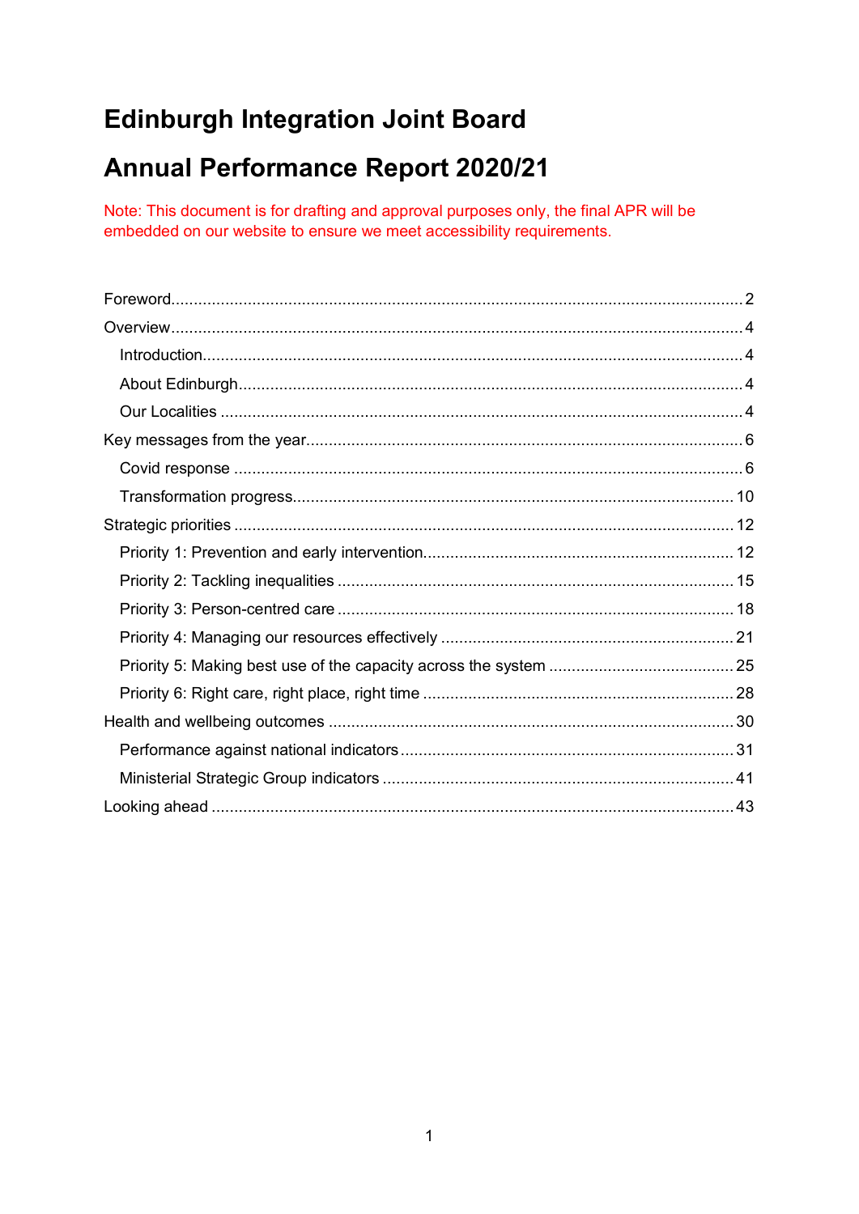# Edinburgh Integration Joint Board

# Annual Performance Report 2020/21

Note: This document is for drafting and approval purposes only, the final APR will be embedded on our website to ensure we meet accessibility requirements.

Foreword ............................................................................................................................ 2
Overview ............................................................................................................................ 4
  Introduction ..................................................................................................................... 4
  About Edinburgh .............................................................................................................. 4
  Our Localities ................................................................................................................... 4
Key messages from the year ............................................................................................. 6
  Covid response ............................................................................................................... 6
  Transformation progress ................................................................................................ 10
Strategic priorities ........................................................................................................... 12
  Priority 1: Prevention and early intervention ................................................................... 12
  Priority 2: Tackling inequalities ....................................................................................... 15
  Priority 3: Person-centred care ....................................................................................... 18
  Priority 4: Managing our resources effectively ................................................................ 21
  Priority 5: Making best use of the capacity across the system ........................................ 25
  Priority 6: Right care, right place, right time .................................................................... 28
Health and wellbeing outcomes ....................................................................................... 30
  Performance against national indicators ......................................................................... 31
  Ministerial Strategic Group indicators ............................................................................. 41
Looking ahead ................................................................................................................. 43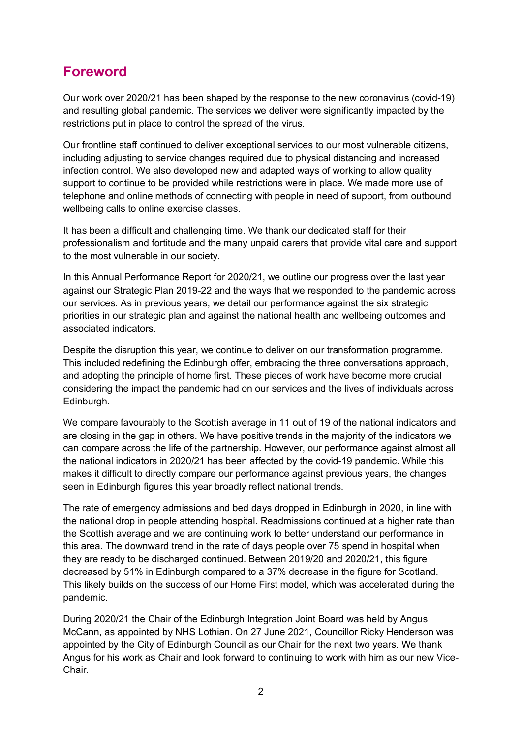## Foreword

Our work over 2020/21 has been shaped by the response to the new coronavirus (covid-19) and resulting global pandemic. The services we deliver were significantly impacted by the restrictions put in place to control the spread of the virus.

Our frontline staff continued to deliver exceptional services to our most vulnerable citizens, including adjusting to service changes required due to physical distancing and increased infection control. We also developed new and adapted ways of working to allow quality support to continue to be provided while restrictions were in place. We made more use of telephone and online methods of connecting with people in need of support, from outbound wellbeing calls to online exercise classes.

It has been a difficult and challenging time. We thank our dedicated staff for their professionalism and fortitude and the many unpaid carers that provide vital care and support to the most vulnerable in our society.

In this Annual Performance Report for 2020/21, we outline our progress over the last year against our Strategic Plan 2019-22 and the ways that we responded to the pandemic across our services. As in previous years, we detail our performance against the six strategic priorities in our strategic plan and against the national health and wellbeing outcomes and associated indicators.

Despite the disruption this year, we continue to deliver on our transformation programme. This included redefining the Edinburgh offer, embracing the three conversations approach, and adopting the principle of home first. These pieces of work have become more crucial considering the impact the pandemic had on our services and the lives of individuals across Edinburgh.

We compare favourably to the Scottish average in 11 out of 19 of the national indicators and are closing in the gap in others. We have positive trends in the majority of the indicators we can compare across the life of the partnership. However, our performance against almost all the national indicators in 2020/21 has been affected by the covid-19 pandemic. While this makes it difficult to directly compare our performance against previous years, the changes seen in Edinburgh figures this year broadly reflect national trends.

The rate of emergency admissions and bed days dropped in Edinburgh in 2020, in line with the national drop in people attending hospital. Readmissions continued at a higher rate than the Scottish average and we are continuing work to better understand our performance in this area. The downward trend in the rate of days people over 75 spend in hospital when they are ready to be discharged continued. Between 2019/20 and 2020/21, this figure decreased by 51% in Edinburgh compared to a 37% decrease in the figure for Scotland. This likely builds on the success of our Home First model, which was accelerated during the pandemic.

During 2020/21 the Chair of the Edinburgh Integration Joint Board was held by Angus McCann, as appointed by NHS Lothian. On 27 June 2021, Councillor Ricky Henderson was appointed by the City of Edinburgh Council as our Chair for the next two years. We thank Angus for his work as Chair and look forward to continuing to work with him as our new Vice-Chair.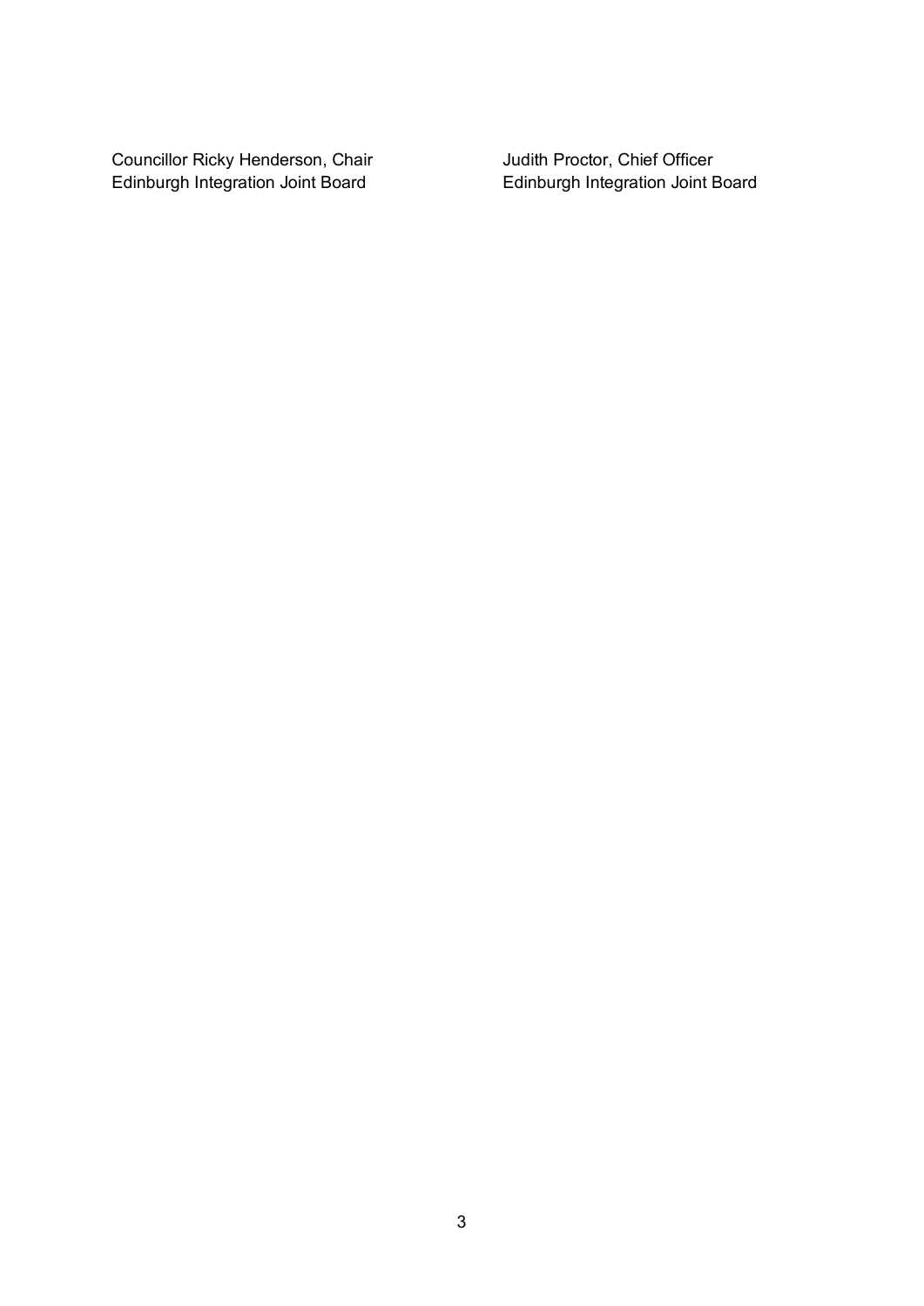Councillor Ricky Henderson, Chair
Edinburgh Integration Joint Board

Judith Proctor, Chief Officer
Edinburgh Integration Joint Board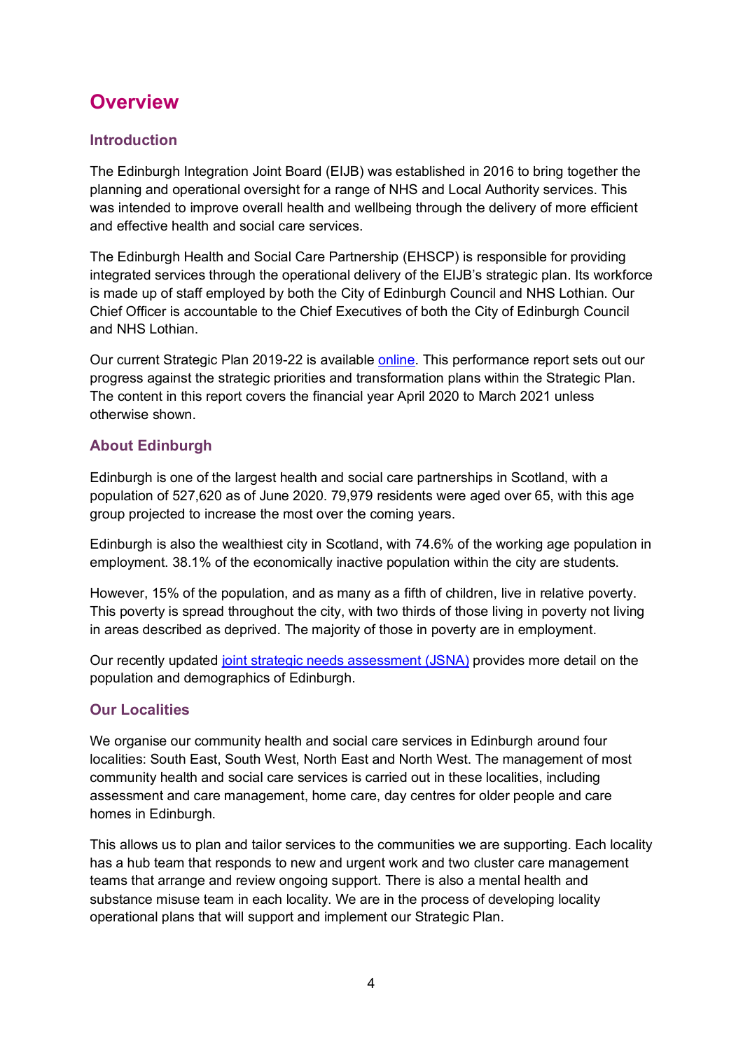# Overview

## Introduction

The Edinburgh Integration Joint Board (EIJB) was established in 2016 to bring together the planning and operational oversight for a range of NHS and Local Authority services. This was intended to improve overall health and wellbeing through the delivery of more efficient and effective health and social care services.

The Edinburgh Health and Social Care Partnership (EHSCP) is responsible for providing integrated services through the operational delivery of the EIJB's strategic plan. Its workforce is made up of staff employed by both the City of Edinburgh Council and NHS Lothian. Our Chief Officer is accountable to the Chief Executives of both the City of Edinburgh Council and NHS Lothian.

Our current Strategic Plan 2019-22 is available online. This performance report sets out our progress against the strategic priorities and transformation plans within the Strategic Plan. The content in this report covers the financial year April 2020 to March 2021 unless otherwise shown.

## About Edinburgh

Edinburgh is one of the largest health and social care partnerships in Scotland, with a population of 527,620 as of June 2020. 79,979 residents were aged over 65, with this age group projected to increase the most over the coming years.

Edinburgh is also the wealthiest city in Scotland, with 74.6% of the working age population in employment. 38.1% of the economically inactive population within the city are students.

However, 15% of the population, and as many as a fifth of children, live in relative poverty. This poverty is spread throughout the city, with two thirds of those living in poverty not living in areas described as deprived. The majority of those in poverty are in employment.

Our recently updated joint strategic needs assessment (JSNA) provides more detail on the population and demographics of Edinburgh.

## Our Localities

We organise our community health and social care services in Edinburgh around four localities: South East, South West, North East and North West. The management of most community health and social care services is carried out in these localities, including assessment and care management, home care, day centres for older people and care homes in Edinburgh.

This allows us to plan and tailor services to the communities we are supporting. Each locality has a hub team that responds to new and urgent work and two cluster care management teams that arrange and review ongoing support. There is also a mental health and substance misuse team in each locality. We are in the process of developing locality operational plans that will support and implement our Strategic Plan.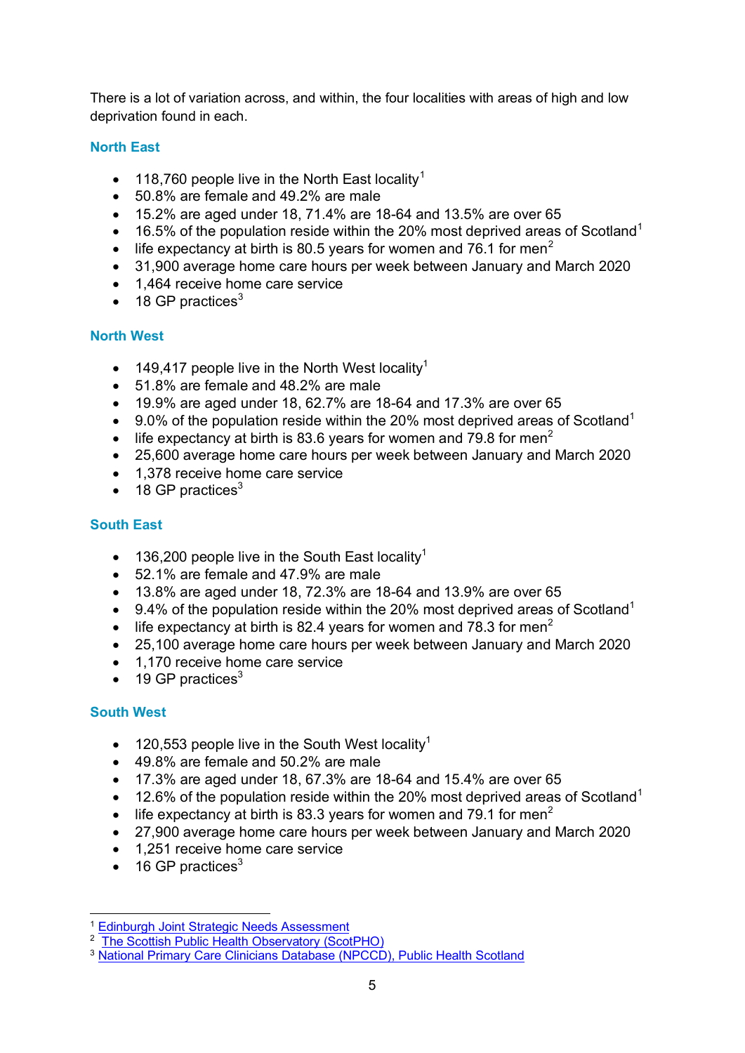There is a lot of variation across, and within, the four localities with areas of high and low deprivation found in each.

### North East

- 118,760 people live in the North East locality[1]
- 50.8% are female and 49.2% are male
- 15.2% are aged under 18, 71.4% are 18-64 and 13.5% are over 65
- 16.5% of the population reside within the 20% most deprived areas of Scotland[1]
- life expectancy at birth is 80.5 years for women and 76.1 for men[2]
- 31,900 average home care hours per week between January and March 2020
- 1,464 receive home care service
- 18 GP practices[3]

### North West

- 149,417 people live in the North West locality[1]
- 51.8% are female and 48.2% are male
- 19.9% are aged under 18, 62.7% are 18-64 and 17.3% are over 65
- 9.0% of the population reside within the 20% most deprived areas of Scotland[1]
- life expectancy at birth is 83.6 years for women and 79.8 for men[2]
- 25,600 average home care hours per week between January and March 2020
- 1,378 receive home care service
- 18 GP practices[3]

### South East

- 136,200 people live in the South East locality[1]
- 52.1% are female and 47.9% are male
- 13.8% are aged under 18, 72.3% are 18-64 and 13.9% are over 65
- 9.4% of the population reside within the 20% most deprived areas of Scotland[1]
- life expectancy at birth is 82.4 years for women and 78.3 for men[2]
- 25,100 average home care hours per week between January and March 2020
- 1,170 receive home care service
- 19 GP practices[3]

### South West

- 120,553 people live in the South West locality[1]
- 49.8% are female and 50.2% are male
- 17.3% are aged under 18, 67.3% are 18-64 and 15.4% are over 65
- 12.6% of the population reside within the 20% most deprived areas of Scotland[1]
- life expectancy at birth is 83.3 years for women and 79.1 for men[2]
- 27,900 average home care hours per week between January and March 2020
- 1,251 receive home care service
- 16 GP practices[3]

---

[1] Edinburgh Joint Strategic Needs Assessment
[2] The Scottish Public Health Observatory (ScotPHO)
[3] National Primary Care Clinicians Database (NPCCD), Public Health Scotland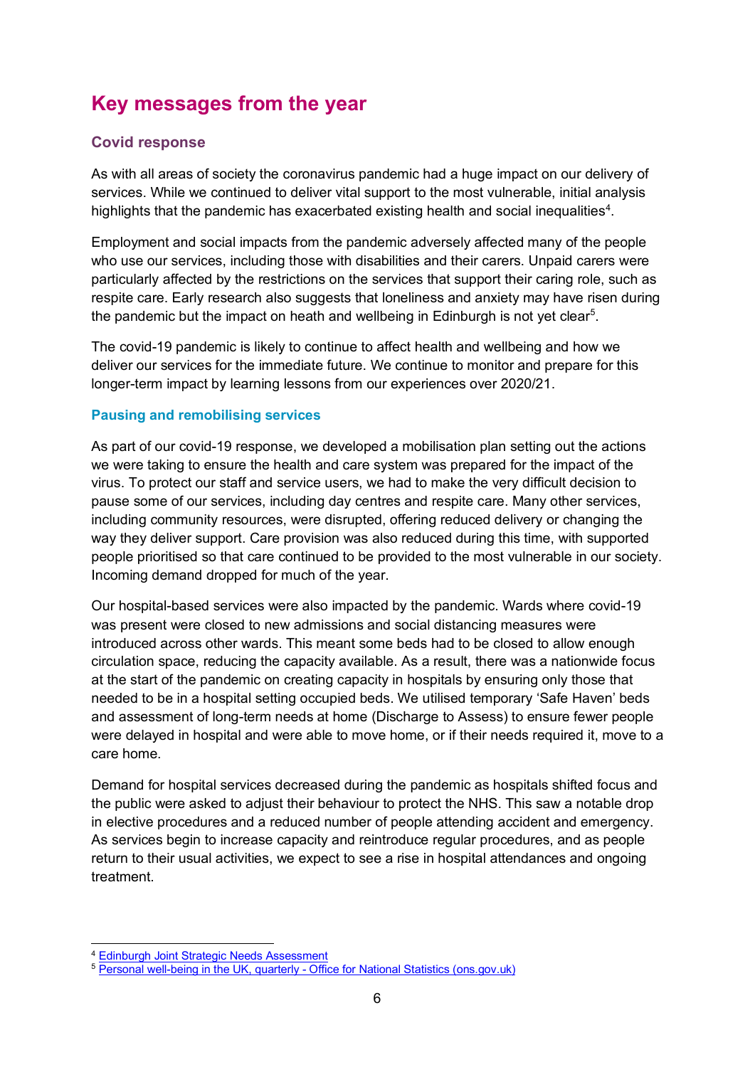# Key messages from the year

## Covid response

As with all areas of society the coronavirus pandemic had a huge impact on our delivery of services. While we continued to deliver vital support to the most vulnerable, initial analysis highlights that the pandemic has exacerbated existing health and social inequalities[4].

Employment and social impacts from the pandemic adversely affected many of the people who use our services, including those with disabilities and their carers. Unpaid carers were particularly affected by the restrictions on the services that support their caring role, such as respite care. Early research also suggests that loneliness and anxiety may have risen during the pandemic but the impact on heath and wellbeing in Edinburgh is not yet clear[5].

The covid-19 pandemic is likely to continue to affect health and wellbeing and how we deliver our services for the immediate future. We continue to monitor and prepare for this longer-term impact by learning lessons from our experiences over 2020/21.

### Pausing and remobilising services

As part of our covid-19 response, we developed a mobilisation plan setting out the actions we were taking to ensure the health and care system was prepared for the impact of the virus. To protect our staff and service users, we had to make the very difficult decision to pause some of our services, including day centres and respite care. Many other services, including community resources, were disrupted, offering reduced delivery or changing the way they deliver support. Care provision was also reduced during this time, with supported people prioritised so that care continued to be provided to the most vulnerable in our society. Incoming demand dropped for much of the year.

Our hospital-based services were also impacted by the pandemic. Wards where covid-19 was present were closed to new admissions and social distancing measures were introduced across other wards. This meant some beds had to be closed to allow enough circulation space, reducing the capacity available. As a result, there was a nationwide focus at the start of the pandemic on creating capacity in hospitals by ensuring only those that needed to be in a hospital setting occupied beds. We utilised temporary 'Safe Haven' beds and assessment of long-term needs at home (Discharge to Assess) to ensure fewer people were delayed in hospital and were able to move home, or if their needs required it, move to a care home.

Demand for hospital services decreased during the pandemic as hospitals shifted focus and the public were asked to adjust their behaviour to protect the NHS. This saw a notable drop in elective procedures and a reduced number of people attending accident and emergency. As services begin to increase capacity and reintroduce regular procedures, and as people return to their usual activities, we expect to see a rise in hospital attendances and ongoing treatment.

---

[4] Edinburgh Joint Strategic Needs Assessment

[5] Personal well-being in the UK, quarterly - Office for National Statistics (ons.gov.uk)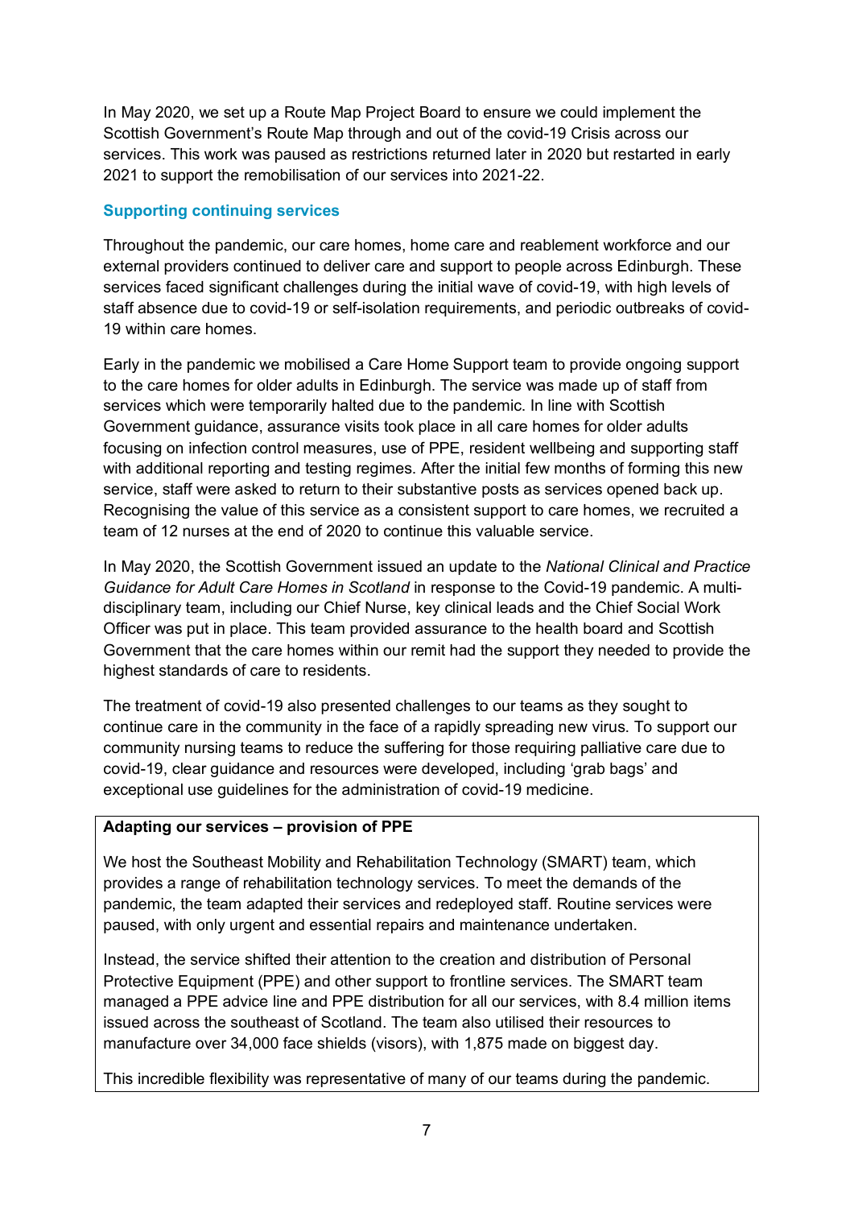In May 2020, we set up a Route Map Project Board to ensure we could implement the Scottish Government's Route Map through and out of the covid-19 Crisis across our services. This work was paused as restrictions returned later in 2020 but restarted in early 2021 to support the remobilisation of our services into 2021-22.

### Supporting continuing services

Throughout the pandemic, our care homes, home care and reablement workforce and our external providers continued to deliver care and support to people across Edinburgh. These services faced significant challenges during the initial wave of covid-19, with high levels of staff absence due to covid-19 or self-isolation requirements, and periodic outbreaks of covid-19 within care homes.

Early in the pandemic we mobilised a Care Home Support team to provide ongoing support to the care homes for older adults in Edinburgh. The service was made up of staff from services which were temporarily halted due to the pandemic. In line with Scottish Government guidance, assurance visits took place in all care homes for older adults focusing on infection control measures, use of PPE, resident wellbeing and supporting staff with additional reporting and testing regimes. After the initial few months of forming this new service, staff were asked to return to their substantive posts as services opened back up. Recognising the value of this service as a consistent support to care homes, we recruited a team of 12 nurses at the end of 2020 to continue this valuable service.

In May 2020, the Scottish Government issued an update to the *National Clinical and Practice Guidance for Adult Care Homes in Scotland* in response to the Covid-19 pandemic. A multi-disciplinary team, including our Chief Nurse, key clinical leads and the Chief Social Work Officer was put in place. This team provided assurance to the health board and Scottish Government that the care homes within our remit had the support they needed to provide the highest standards of care to residents.

The treatment of covid-19 also presented challenges to our teams as they sought to continue care in the community in the face of a rapidly spreading new virus. To support our community nursing teams to reduce the suffering for those requiring palliative care due to covid-19, clear guidance and resources were developed, including 'grab bags' and exceptional use guidelines for the administration of covid-19 medicine.

**Adapting our services – provision of PPE**

We host the Southeast Mobility and Rehabilitation Technology (SMART) team, which provides a range of rehabilitation technology services. To meet the demands of the pandemic, the team adapted their services and redeployed staff. Routine services were paused, with only urgent and essential repairs and maintenance undertaken.

Instead, the service shifted their attention to the creation and distribution of Personal Protective Equipment (PPE) and other support to frontline services. The SMART team managed a PPE advice line and PPE distribution for all our services, with 8.4 million items issued across the southeast of Scotland. The team also utilised their resources to manufacture over 34,000 face shields (visors), with 1,875 made on biggest day.

This incredible flexibility was representative of many of our teams during the pandemic.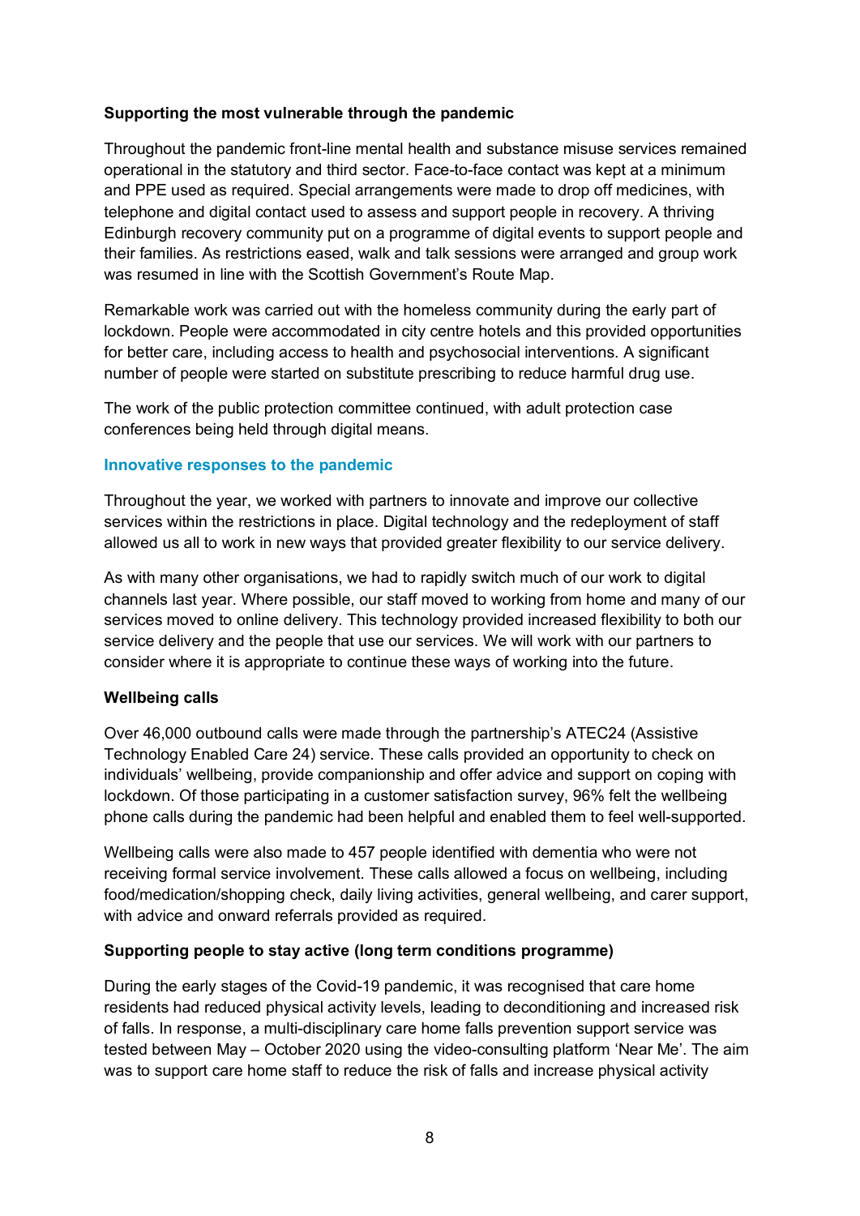**Supporting the most vulnerable through the pandemic**

Throughout the pandemic front-line mental health and substance misuse services remained operational in the statutory and third sector. Face-to-face contact was kept at a minimum and PPE used as required. Special arrangements were made to drop off medicines, with telephone and digital contact used to assess and support people in recovery. A thriving Edinburgh recovery community put on a programme of digital events to support people and their families. As restrictions eased, walk and talk sessions were arranged and group work was resumed in line with the Scottish Government's Route Map.

Remarkable work was carried out with the homeless community during the early part of lockdown. People were accommodated in city centre hotels and this provided opportunities for better care, including access to health and psychosocial interventions. A significant number of people were started on substitute prescribing to reduce harmful drug use.

The work of the public protection committee continued, with adult protection case conferences being held through digital means.

## Innovative responses to the pandemic

Throughout the year, we worked with partners to innovate and improve our collective services within the restrictions in place. Digital technology and the redeployment of staff allowed us all to work in new ways that provided greater flexibility to our service delivery.

As with many other organisations, we had to rapidly switch much of our work to digital channels last year. Where possible, our staff moved to working from home and many of our services moved to online delivery. This technology provided increased flexibility to both our service delivery and the people that use our services. We will work with our partners to consider where it is appropriate to continue these ways of working into the future.

**Wellbeing calls**

Over 46,000 outbound calls were made through the partnership's ATEC24 (Assistive Technology Enabled Care 24) service. These calls provided an opportunity to check on individuals' wellbeing, provide companionship and offer advice and support on coping with lockdown. Of those participating in a customer satisfaction survey, 96% felt the wellbeing phone calls during the pandemic had been helpful and enabled them to feel well-supported.

Wellbeing calls were also made to 457 people identified with dementia who were not receiving formal service involvement. These calls allowed a focus on wellbeing, including food/medication/shopping check, daily living activities, general wellbeing, and carer support, with advice and onward referrals provided as required.

**Supporting people to stay active (long term conditions programme)**

During the early stages of the Covid-19 pandemic, it was recognised that care home residents had reduced physical activity levels, leading to deconditioning and increased risk of falls. In response, a multi-disciplinary care home falls prevention support service was tested between May – October 2020 using the video-consulting platform 'Near Me'. The aim was to support care home staff to reduce the risk of falls and increase physical activity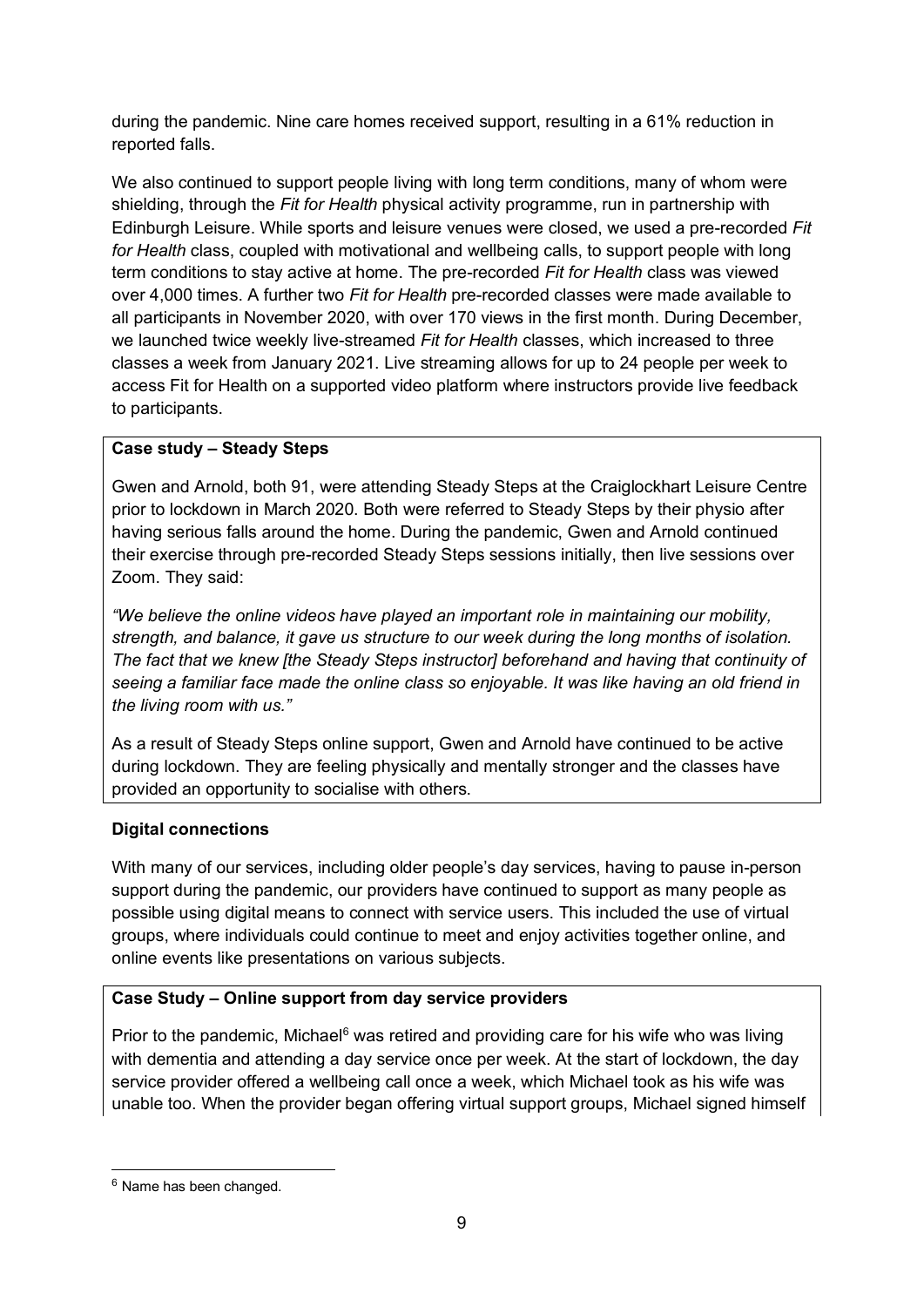during the pandemic. Nine care homes received support, resulting in a 61% reduction in reported falls.

We also continued to support people living with long term conditions, many of whom were shielding, through the *Fit for Health* physical activity programme, run in partnership with Edinburgh Leisure. While sports and leisure venues were closed, we used a pre-recorded *Fit for Health* class, coupled with motivational and wellbeing calls, to support people with long term conditions to stay active at home. The pre-recorded *Fit for Health* class was viewed over 4,000 times. A further two *Fit for Health* pre-recorded classes were made available to all participants in November 2020, with over 170 views in the first month. During December, we launched twice weekly live-streamed *Fit for Health* classes, which increased to three classes a week from January 2021. Live streaming allows for up to 24 people per week to access Fit for Health on a supported video platform where instructors provide live feedback to participants.

**Case study – Steady Steps**

Gwen and Arnold, both 91, were attending Steady Steps at the Craiglockhart Leisure Centre prior to lockdown in March 2020. Both were referred to Steady Steps by their physio after having serious falls around the home. During the pandemic, Gwen and Arnold continued their exercise through pre-recorded Steady Steps sessions initially, then live sessions over Zoom. They said:

*"We believe the online videos have played an important role in maintaining our mobility, strength, and balance, it gave us structure to our week during the long months of isolation. The fact that we knew [the Steady Steps instructor] beforehand and having that continuity of seeing a familiar face made the online class so enjoyable. It was like having an old friend in the living room with us."*

As a result of Steady Steps online support, Gwen and Arnold have continued to be active during lockdown. They are feeling physically and mentally stronger and the classes have provided an opportunity to socialise with others.

**Digital connections**

With many of our services, including older people's day services, having to pause in-person support during the pandemic, our providers have continued to support as many people as possible using digital means to connect with service users. This included the use of virtual groups, where individuals could continue to meet and enjoy activities together online, and online events like presentations on various subjects.

**Case Study – Online support from day service providers**

Prior to the pandemic, Michael[6] was retired and providing care for his wife who was living with dementia and attending a day service once per week. At the start of lockdown, the day service provider offered a wellbeing call once a week, which Michael took as his wife was unable too. When the provider began offering virtual support groups, Michael signed himself

[6] Name has been changed.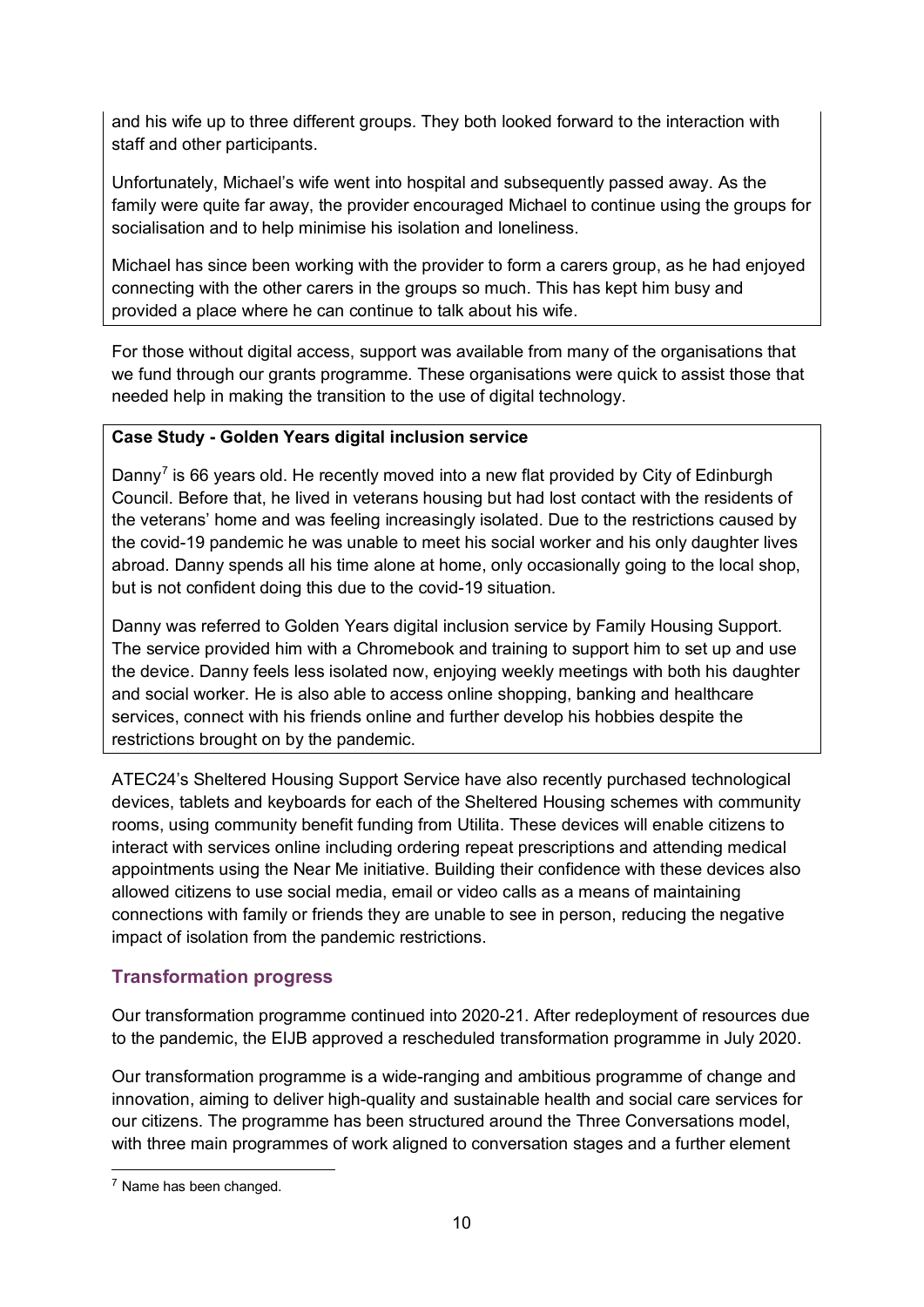and his wife up to three different groups. They both looked forward to the interaction with staff and other participants.

Unfortunately, Michael's wife went into hospital and subsequently passed away. As the family were quite far away, the provider encouraged Michael to continue using the groups for socialisation and to help minimise his isolation and loneliness.

Michael has since been working with the provider to form a carers group, as he had enjoyed connecting with the other carers in the groups so much. This has kept him busy and provided a place where he can continue to talk about his wife.

For those without digital access, support was available from many of the organisations that we fund through our grants programme. These organisations were quick to assist those that needed help in making the transition to the use of digital technology.

**Case Study - Golden Years digital inclusion service**

Danny[7] is 66 years old. He recently moved into a new flat provided by City of Edinburgh Council. Before that, he lived in veterans housing but had lost contact with the residents of the veterans' home and was feeling increasingly isolated. Due to the restrictions caused by the covid-19 pandemic he was unable to meet his social worker and his only daughter lives abroad. Danny spends all his time alone at home, only occasionally going to the local shop, but is not confident doing this due to the covid-19 situation.

Danny was referred to Golden Years digital inclusion service by Family Housing Support. The service provided him with a Chromebook and training to support him to set up and use the device. Danny feels less isolated now, enjoying weekly meetings with both his daughter and social worker. He is also able to access online shopping, banking and healthcare services, connect with his friends online and further develop his hobbies despite the restrictions brought on by the pandemic.

ATEC24's Sheltered Housing Support Service have also recently purchased technological devices, tablets and keyboards for each of the Sheltered Housing schemes with community rooms, using community benefit funding from Utilita. These devices will enable citizens to interact with services online including ordering repeat prescriptions and attending medical appointments using the Near Me initiative. Building their confidence with these devices also allowed citizens to use social media, email or video calls as a means of maintaining connections with family or friends they are unable to see in person, reducing the negative impact of isolation from the pandemic restrictions.

## Transformation progress

Our transformation programme continued into 2020-21. After redeployment of resources due to the pandemic, the EIJB approved a rescheduled transformation programme in July 2020.

Our transformation programme is a wide-ranging and ambitious programme of change and innovation, aiming to deliver high-quality and sustainable health and social care services for our citizens. The programme has been structured around the Three Conversations model, with three main programmes of work aligned to conversation stages and a further element

[7] Name has been changed.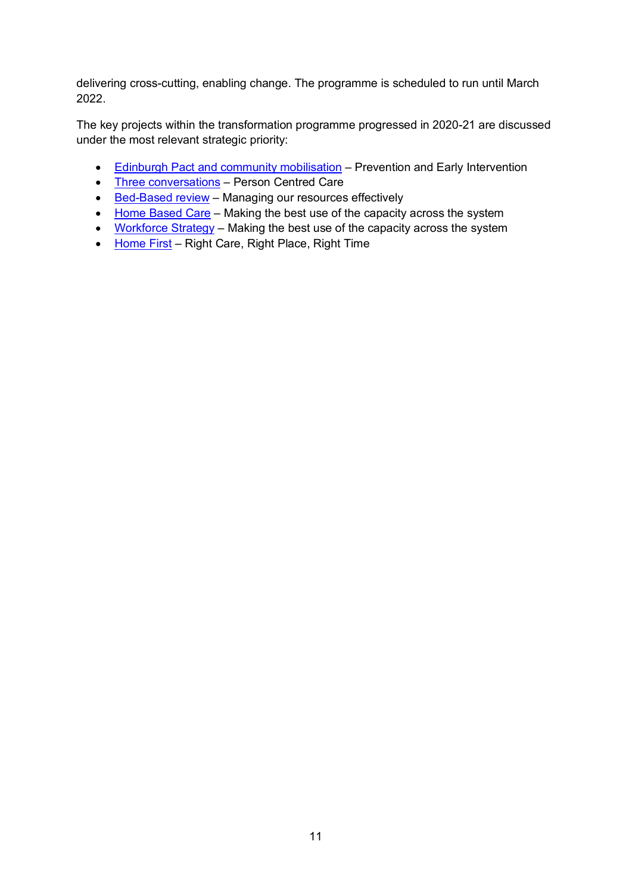delivering cross-cutting, enabling change. The programme is scheduled to run until March 2022.

The key projects within the transformation programme progressed in 2020-21 are discussed under the most relevant strategic priority:

- Edinburgh Pact and community mobilisation – Prevention and Early Intervention
- Three conversations – Person Centred Care
- Bed-Based review – Managing our resources effectively
- Home Based Care – Making the best use of the capacity across the system
- Workforce Strategy – Making the best use of the capacity across the system
- Home First – Right Care, Right Place, Right Time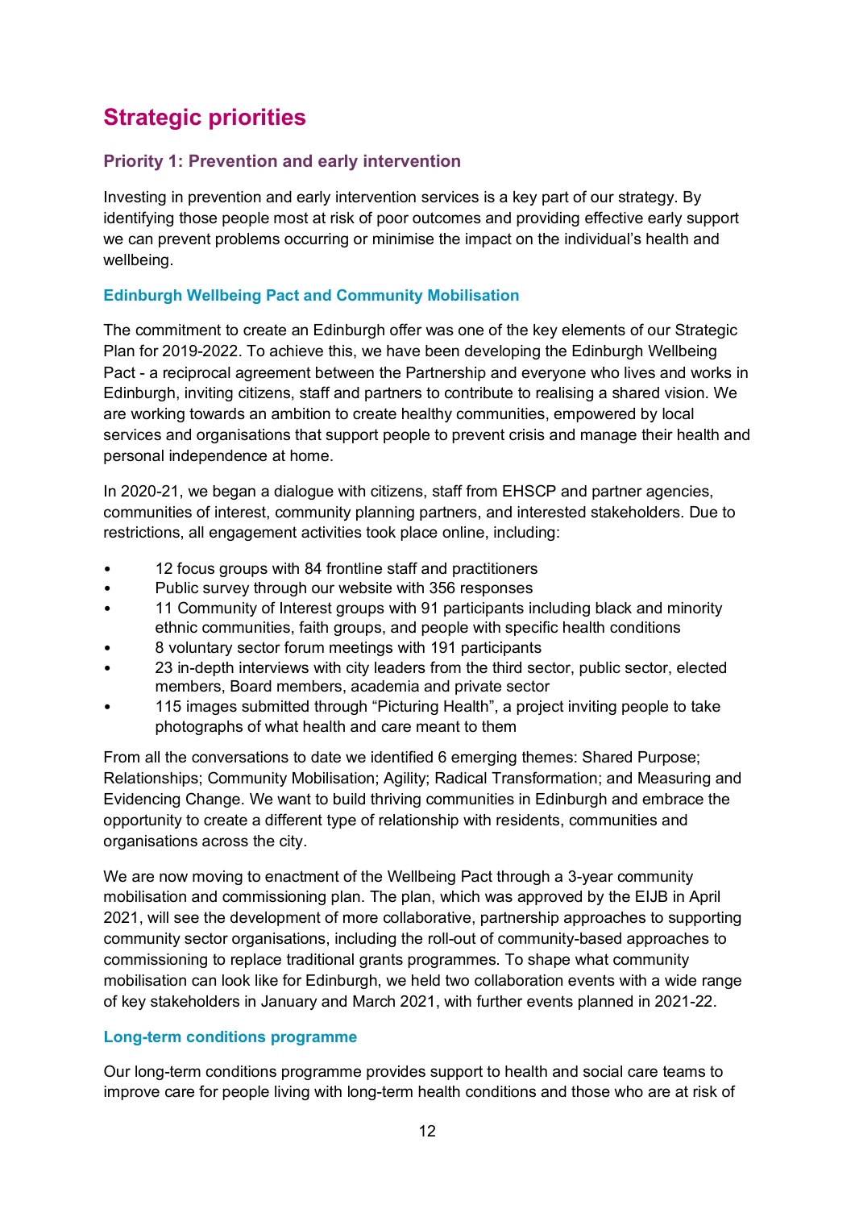# Strategic priorities

## Priority 1: Prevention and early intervention

Investing in prevention and early intervention services is a key part of our strategy. By identifying those people most at risk of poor outcomes and providing effective early support we can prevent problems occurring or minimise the impact on the individual's health and wellbeing.

### Edinburgh Wellbeing Pact and Community Mobilisation

The commitment to create an Edinburgh offer was one of the key elements of our Strategic Plan for 2019-2022. To achieve this, we have been developing the Edinburgh Wellbeing Pact - a reciprocal agreement between the Partnership and everyone who lives and works in Edinburgh, inviting citizens, staff and partners to contribute to realising a shared vision. We are working towards an ambition to create healthy communities, empowered by local services and organisations that support people to prevent crisis and manage their health and personal independence at home.

In 2020-21, we began a dialogue with citizens, staff from EHSCP and partner agencies, communities of interest, community planning partners, and interested stakeholders. Due to restrictions, all engagement activities took place online, including:

- 12 focus groups with 84 frontline staff and practitioners
- Public survey through our website with 356 responses
- 11 Community of Interest groups with 91 participants including black and minority ethnic communities, faith groups, and people with specific health conditions
- 8 voluntary sector forum meetings with 191 participants
- 23 in-depth interviews with city leaders from the third sector, public sector, elected members, Board members, academia and private sector
- 115 images submitted through "Picturing Health", a project inviting people to take photographs of what health and care meant to them

From all the conversations to date we identified 6 emerging themes: Shared Purpose; Relationships; Community Mobilisation; Agility; Radical Transformation; and Measuring and Evidencing Change. We want to build thriving communities in Edinburgh and embrace the opportunity to create a different type of relationship with residents, communities and organisations across the city.

We are now moving to enactment of the Wellbeing Pact through a 3-year community mobilisation and commissioning plan. The plan, which was approved by the EIJB in April 2021, will see the development of more collaborative, partnership approaches to supporting community sector organisations, including the roll-out of community-based approaches to commissioning to replace traditional grants programmes. To shape what community mobilisation can look like for Edinburgh, we held two collaboration events with a wide range of key stakeholders in January and March 2021, with further events planned in 2021-22.

### Long-term conditions programme

Our long-term conditions programme provides support to health and social care teams to improve care for people living with long-term health conditions and those who are at risk of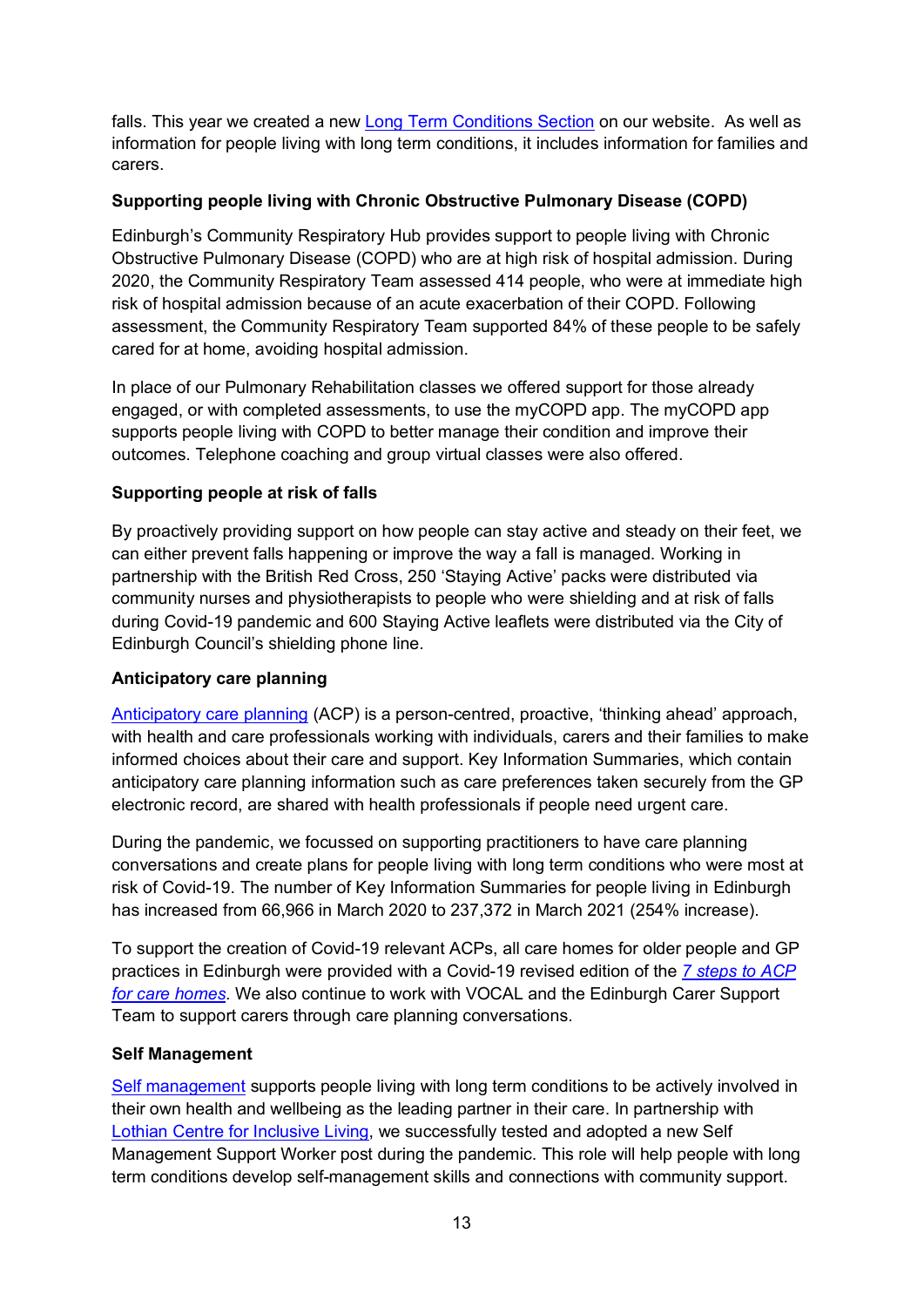falls. This year we created a new Long Term Conditions Section on our website. As well as information for people living with long term conditions, it includes information for families and carers.

**Supporting people living with Chronic Obstructive Pulmonary Disease (COPD)**

Edinburgh's Community Respiratory Hub provides support to people living with Chronic Obstructive Pulmonary Disease (COPD) who are at high risk of hospital admission. During 2020, the Community Respiratory Team assessed 414 people, who were at immediate high risk of hospital admission because of an acute exacerbation of their COPD. Following assessment, the Community Respiratory Team supported 84% of these people to be safely cared for at home, avoiding hospital admission.

In place of our Pulmonary Rehabilitation classes we offered support for those already engaged, or with completed assessments, to use the myCOPD app. The myCOPD app supports people living with COPD to better manage their condition and improve their outcomes. Telephone coaching and group virtual classes were also offered.

**Supporting people at risk of falls**

By proactively providing support on how people can stay active and steady on their feet, we can either prevent falls happening or improve the way a fall is managed. Working in partnership with the British Red Cross, 250 'Staying Active' packs were distributed via community nurses and physiotherapists to people who were shielding and at risk of falls during Covid-19 pandemic and 600 Staying Active leaflets were distributed via the City of Edinburgh Council's shielding phone line.

**Anticipatory care planning**

Anticipatory care planning (ACP) is a person-centred, proactive, 'thinking ahead' approach, with health and care professionals working with individuals, carers and their families to make informed choices about their care and support. Key Information Summaries, which contain anticipatory care planning information such as care preferences taken securely from the GP electronic record, are shared with health professionals if people need urgent care.

During the pandemic, we focussed on supporting practitioners to have care planning conversations and create plans for people living with long term conditions who were most at risk of Covid-19. The number of Key Information Summaries for people living in Edinburgh has increased from 66,966 in March 2020 to 237,372 in March 2021 (254% increase).

To support the creation of Covid-19 relevant ACPs, all care homes for older people and GP practices in Edinburgh were provided with a Covid-19 revised edition of the *7 steps to ACP for care homes*. We also continue to work with VOCAL and the Edinburgh Carer Support Team to support carers through care planning conversations.

**Self Management**

Self management supports people living with long term conditions to be actively involved in their own health and wellbeing as the leading partner in their care. In partnership with Lothian Centre for Inclusive Living, we successfully tested and adopted a new Self Management Support Worker post during the pandemic. This role will help people with long term conditions develop self-management skills and connections with community support.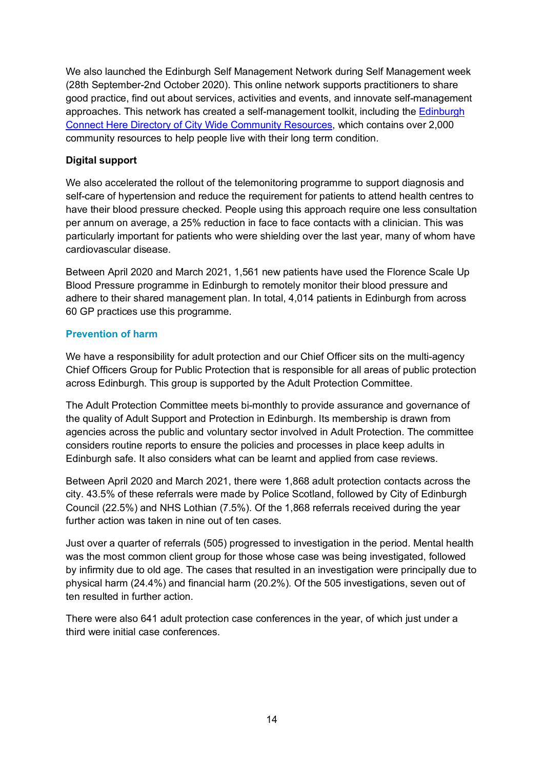We also launched the Edinburgh Self Management Network during Self Management week (28th September-2nd October 2020). This online network supports practitioners to share good practice, find out about services, activities and events, and innovate self-management approaches. This network has created a self-management toolkit, including the [Edinburgh Connect Here Directory of City Wide Community Resources](), which contains over 2,000 community resources to help people live with their long term condition.

**Digital support**

We also accelerated the rollout of the telemonitoring programme to support diagnosis and self-care of hypertension and reduce the requirement for patients to attend health centres to have their blood pressure checked. People using this approach require one less consultation per annum on average, a 25% reduction in face to face contacts with a clinician. This was particularly important for patients who were shielding over the last year, many of whom have cardiovascular disease.

Between April 2020 and March 2021, 1,561 new patients have used the Florence Scale Up Blood Pressure programme in Edinburgh to remotely monitor their blood pressure and adhere to their shared management plan. In total, 4,014 patients in Edinburgh from across 60 GP practices use this programme.

### Prevention of harm

We have a responsibility for adult protection and our Chief Officer sits on the multi-agency Chief Officers Group for Public Protection that is responsible for all areas of public protection across Edinburgh. This group is supported by the Adult Protection Committee.

The Adult Protection Committee meets bi-monthly to provide assurance and governance of the quality of Adult Support and Protection in Edinburgh. Its membership is drawn from agencies across the public and voluntary sector involved in Adult Protection. The committee considers routine reports to ensure the policies and processes in place keep adults in Edinburgh safe. It also considers what can be learnt and applied from case reviews.

Between April 2020 and March 2021, there were 1,868 adult protection contacts across the city. 43.5% of these referrals were made by Police Scotland, followed by City of Edinburgh Council (22.5%) and NHS Lothian (7.5%). Of the 1,868 referrals received during the year further action was taken in nine out of ten cases.

Just over a quarter of referrals (505) progressed to investigation in the period. Mental health was the most common client group for those whose case was being investigated, followed by infirmity due to old age. The cases that resulted in an investigation were principally due to physical harm (24.4%) and financial harm (20.2%). Of the 505 investigations, seven out of ten resulted in further action.

There were also 641 adult protection case conferences in the year, of which just under a third were initial case conferences.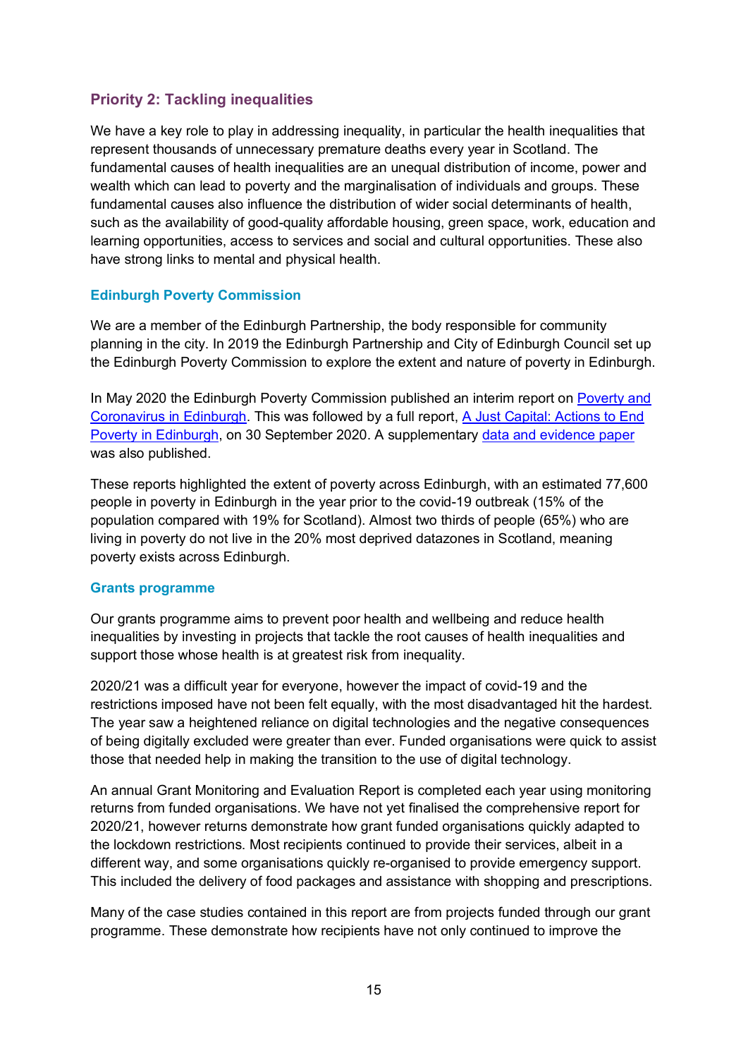## Priority 2: Tackling inequalities

We have a key role to play in addressing inequality, in particular the health inequalities that represent thousands of unnecessary premature deaths every year in Scotland. The fundamental causes of health inequalities are an unequal distribution of income, power and wealth which can lead to poverty and the marginalisation of individuals and groups. These fundamental causes also influence the distribution of wider social determinants of health, such as the availability of good-quality affordable housing, green space, work, education and learning opportunities, access to services and social and cultural opportunities. These also have strong links to mental and physical health.

### Edinburgh Poverty Commission

We are a member of the Edinburgh Partnership, the body responsible for community planning in the city. In 2019 the Edinburgh Partnership and City of Edinburgh Council set up the Edinburgh Poverty Commission to explore the extent and nature of poverty in Edinburgh.

In May 2020 the Edinburgh Poverty Commission published an interim report on Poverty and Coronavirus in Edinburgh. This was followed by a full report, A Just Capital: Actions to End Poverty in Edinburgh, on 30 September 2020. A supplementary data and evidence paper was also published.

These reports highlighted the extent of poverty across Edinburgh, with an estimated 77,600 people in poverty in Edinburgh in the year prior to the covid-19 outbreak (15% of the population compared with 19% for Scotland). Almost two thirds of people (65%) who are living in poverty do not live in the 20% most deprived datazones in Scotland, meaning poverty exists across Edinburgh.

### Grants programme

Our grants programme aims to prevent poor health and wellbeing and reduce health inequalities by investing in projects that tackle the root causes of health inequalities and support those whose health is at greatest risk from inequality.

2020/21 was a difficult year for everyone, however the impact of covid-19 and the restrictions imposed have not been felt equally, with the most disadvantaged hit the hardest. The year saw a heightened reliance on digital technologies and the negative consequences of being digitally excluded were greater than ever. Funded organisations were quick to assist those that needed help in making the transition to the use of digital technology.

An annual Grant Monitoring and Evaluation Report is completed each year using monitoring returns from funded organisations. We have not yet finalised the comprehensive report for 2020/21, however returns demonstrate how grant funded organisations quickly adapted to the lockdown restrictions. Most recipients continued to provide their services, albeit in a different way, and some organisations quickly re-organised to provide emergency support. This included the delivery of food packages and assistance with shopping and prescriptions.

Many of the case studies contained in this report are from projects funded through our grant programme. These demonstrate how recipients have not only continued to improve the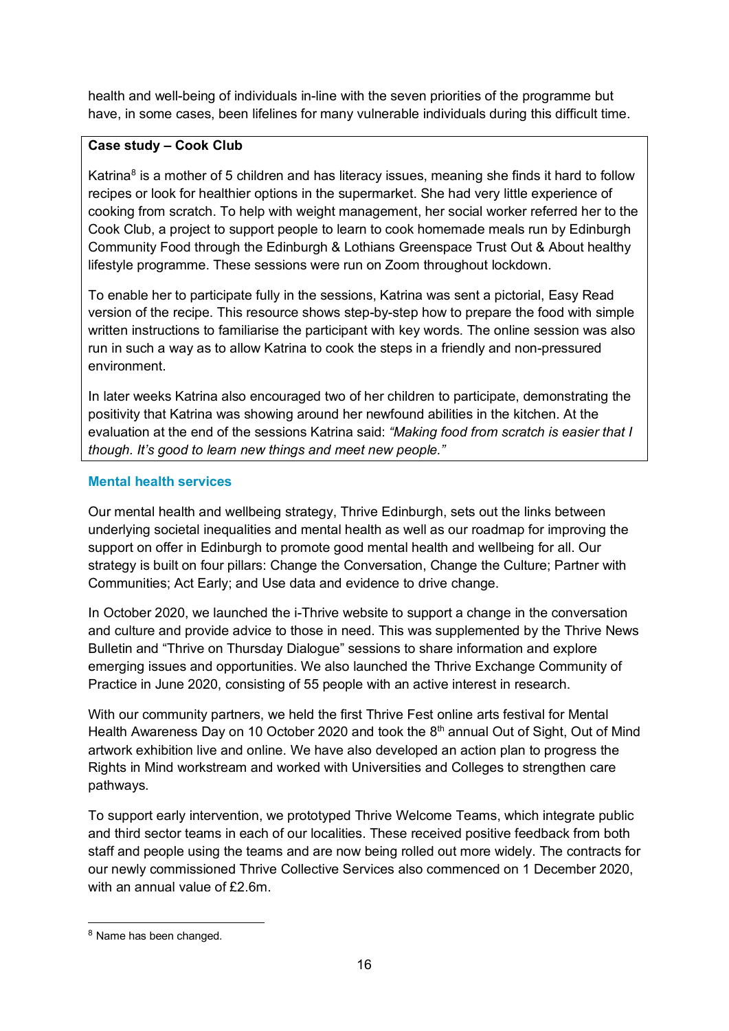health and well-being of individuals in-line with the seven priorities of the programme but have, in some cases, been lifelines for many vulnerable individuals during this difficult time.

**Case study – Cook Club**

Katrina[8] is a mother of 5 children and has literacy issues, meaning she finds it hard to follow recipes or look for healthier options in the supermarket. She had very little experience of cooking from scratch. To help with weight management, her social worker referred her to the Cook Club, a project to support people to learn to cook homemade meals run by Edinburgh Community Food through the Edinburgh & Lothians Greenspace Trust Out & About healthy lifestyle programme. These sessions were run on Zoom throughout lockdown.

To enable her to participate fully in the sessions, Katrina was sent a pictorial, Easy Read version of the recipe. This resource shows step-by-step how to prepare the food with simple written instructions to familiarise the participant with key words. The online session was also run in such a way as to allow Katrina to cook the steps in a friendly and non-pressured environment.

In later weeks Katrina also encouraged two of her children to participate, demonstrating the positivity that Katrina was showing around her newfound abilities in the kitchen. At the evaluation at the end of the sessions Katrina said: *"Making food from scratch is easier that I though. It's good to learn new things and meet new people."*

### Mental health services

Our mental health and wellbeing strategy, Thrive Edinburgh, sets out the links between underlying societal inequalities and mental health as well as our roadmap for improving the support on offer in Edinburgh to promote good mental health and wellbeing for all. Our strategy is built on four pillars: Change the Conversation, Change the Culture; Partner with Communities; Act Early; and Use data and evidence to drive change.

In October 2020, we launched the i-Thrive website to support a change in the conversation and culture and provide advice to those in need. This was supplemented by the Thrive News Bulletin and "Thrive on Thursday Dialogue" sessions to share information and explore emerging issues and opportunities. We also launched the Thrive Exchange Community of Practice in June 2020, consisting of 55 people with an active interest in research.

With our community partners, we held the first Thrive Fest online arts festival for Mental Health Awareness Day on 10 October 2020 and took the 8th annual Out of Sight, Out of Mind artwork exhibition live and online. We have also developed an action plan to progress the Rights in Mind workstream and worked with Universities and Colleges to strengthen care pathways.

To support early intervention, we prototyped Thrive Welcome Teams, which integrate public and third sector teams in each of our localities. These received positive feedback from both staff and people using the teams and are now being rolled out more widely. The contracts for our newly commissioned Thrive Collective Services also commenced on 1 December 2020, with an annual value of £2.6m.

[8] Name has been changed.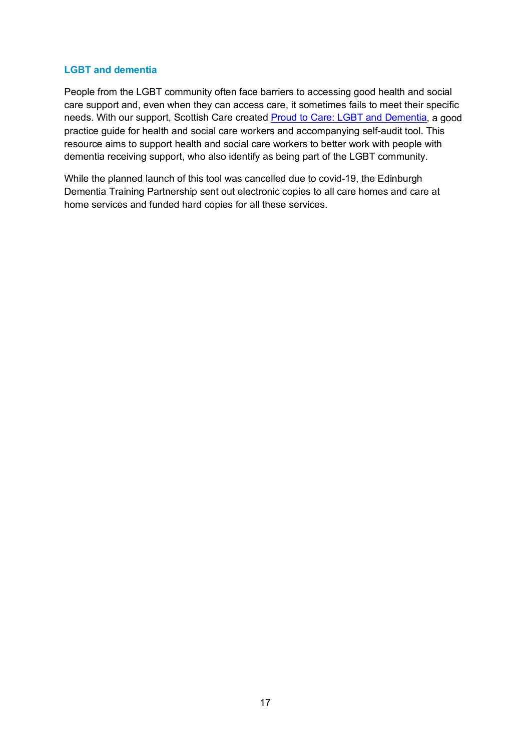### LGBT and dementia

People from the LGBT community often face barriers to accessing good health and social care support and, even when they can access care, it sometimes fails to meet their specific needs. With our support, Scottish Care created [Proud to Care: LGBT and Dementia](), a good practice guide for health and social care workers and accompanying self-audit tool. This resource aims to support health and social care workers to better work with people with dementia receiving support, who also identify as being part of the LGBT community.

While the planned launch of this tool was cancelled due to covid-19, the Edinburgh Dementia Training Partnership sent out electronic copies to all care homes and care at home services and funded hard copies for all these services.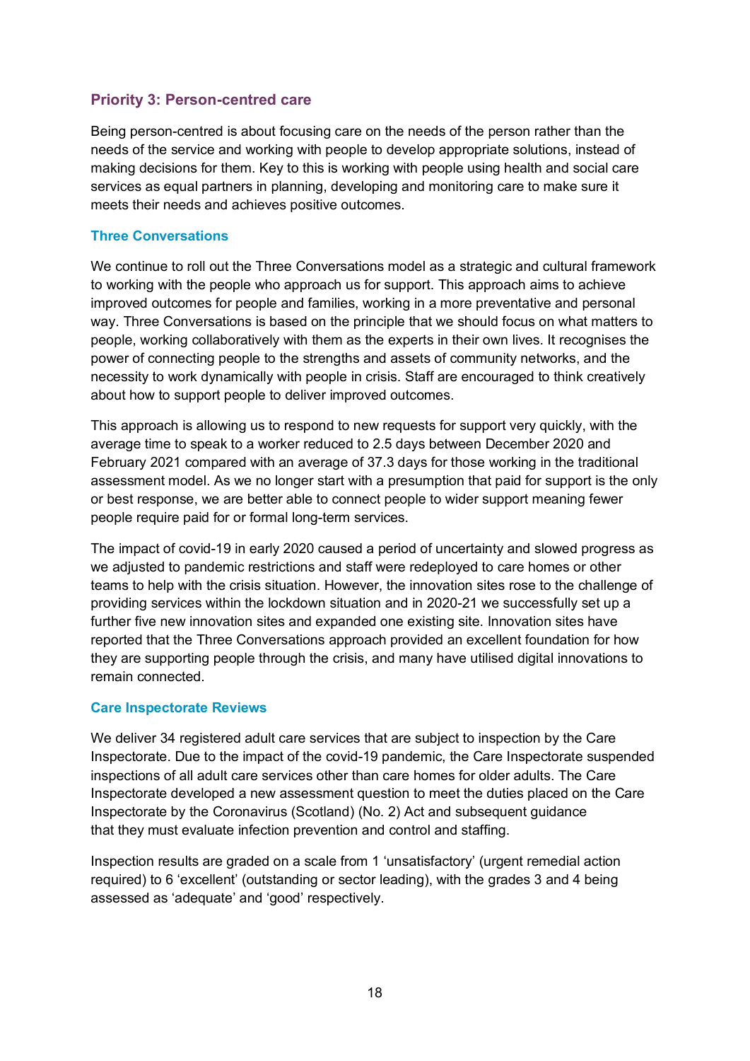## Priority 3: Person-centred care

Being person-centred is about focusing care on the needs of the person rather than the needs of the service and working with people to develop appropriate solutions, instead of making decisions for them. Key to this is working with people using health and social care services as equal partners in planning, developing and monitoring care to make sure it meets their needs and achieves positive outcomes.

### Three Conversations

We continue to roll out the Three Conversations model as a strategic and cultural framework to working with the people who approach us for support. This approach aims to achieve improved outcomes for people and families, working in a more preventative and personal way. Three Conversations is based on the principle that we should focus on what matters to people, working collaboratively with them as the experts in their own lives. It recognises the power of connecting people to the strengths and assets of community networks, and the necessity to work dynamically with people in crisis. Staff are encouraged to think creatively about how to support people to deliver improved outcomes.

This approach is allowing us to respond to new requests for support very quickly, with the average time to speak to a worker reduced to 2.5 days between December 2020 and February 2021 compared with an average of 37.3 days for those working in the traditional assessment model. As we no longer start with a presumption that paid for support is the only or best response, we are better able to connect people to wider support meaning fewer people require paid for or formal long-term services.

The impact of covid-19 in early 2020 caused a period of uncertainty and slowed progress as we adjusted to pandemic restrictions and staff were redeployed to care homes or other teams to help with the crisis situation. However, the innovation sites rose to the challenge of providing services within the lockdown situation and in 2020-21 we successfully set up a further five new innovation sites and expanded one existing site. Innovation sites have reported that the Three Conversations approach provided an excellent foundation for how they are supporting people through the crisis, and many have utilised digital innovations to remain connected.

### Care Inspectorate Reviews

We deliver 34 registered adult care services that are subject to inspection by the Care Inspectorate. Due to the impact of the covid-19 pandemic, the Care Inspectorate suspended inspections of all adult care services other than care homes for older adults. The Care Inspectorate developed a new assessment question to meet the duties placed on the Care Inspectorate by the Coronavirus (Scotland) (No. 2) Act and subsequent guidance that they must evaluate infection prevention and control and staffing.

Inspection results are graded on a scale from 1 'unsatisfactory' (urgent remedial action required) to 6 'excellent' (outstanding or sector leading), with the grades 3 and 4 being assessed as 'adequate' and 'good' respectively.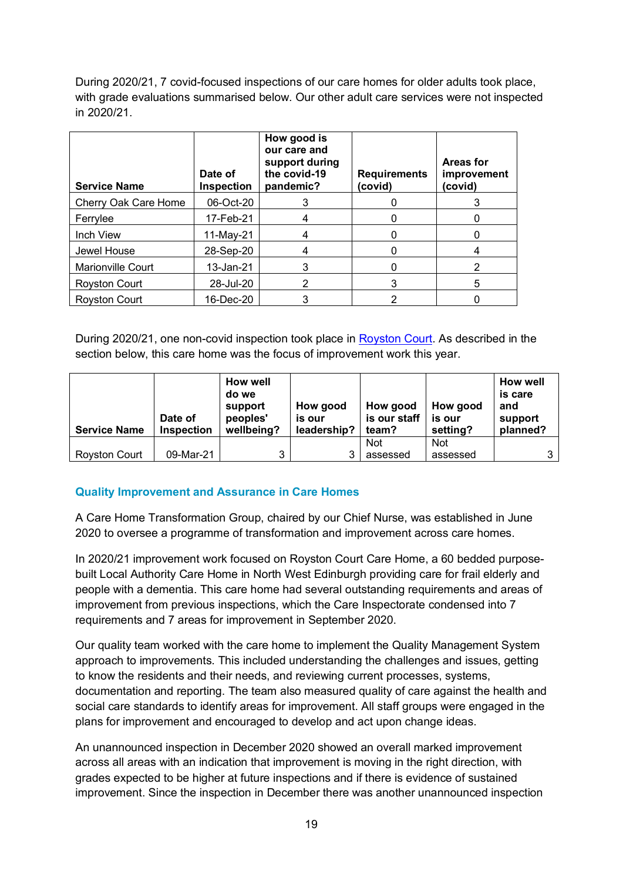During 2020/21, 7 covid-focused inspections of our care homes for older adults took place, with grade evaluations summarised below. Our other adult care services were not inspected in 2020/21.

| Service Name | Date of Inspection | How good is our care and support during the covid-19 pandemic? | Requirements (covid) | Areas for improvement (covid) |
|---|---|---|---|---|
| Cherry Oak Care Home | 06-Oct-20 | 3 | 0 | 3 |
| Ferrylee | 17-Feb-21 | 4 | 0 | 0 |
| Inch View | 11-May-21 | 4 | 0 | 0 |
| Jewel House | 28-Sep-20 | 4 | 0 | 4 |
| Marionville Court | 13-Jan-21 | 3 | 0 | 2 |
| Royston Court | 28-Jul-20 | 2 | 3 | 5 |
| Royston Court | 16-Dec-20 | 3 | 2 | 0 |

During 2020/21, one non-covid inspection took place in Royston Court. As described in the section below, this care home was the focus of improvement work this year.

| Service Name | Date of Inspection | How well do we support peoples' wellbeing? | How good is our leadership? | How good is our staff team? | How good is our setting? | How well is care and support planned? |
|---|---|---|---|---|---|---|
| Royston Court | 09-Mar-21 | 3 | 3 | Not assessed | Not assessed | 3 |

### Quality Improvement and Assurance in Care Homes

A Care Home Transformation Group, chaired by our Chief Nurse, was established in June 2020 to oversee a programme of transformation and improvement across care homes.

In 2020/21 improvement work focused on Royston Court Care Home, a 60 bedded purpose-built Local Authority Care Home in North West Edinburgh providing care for frail elderly and people with a dementia. This care home had several outstanding requirements and areas of improvement from previous inspections, which the Care Inspectorate condensed into 7 requirements and 7 areas for improvement in September 2020.

Our quality team worked with the care home to implement the Quality Management System approach to improvements. This included understanding the challenges and issues, getting to know the residents and their needs, and reviewing current processes, systems, documentation and reporting. The team also measured quality of care against the health and social care standards to identify areas for improvement. All staff groups were engaged in the plans for improvement and encouraged to develop and act upon change ideas.

An unannounced inspection in December 2020 showed an overall marked improvement across all areas with an indication that improvement is moving in the right direction, with grades expected to be higher at future inspections and if there is evidence of sustained improvement. Since the inspection in December there was another unannounced inspection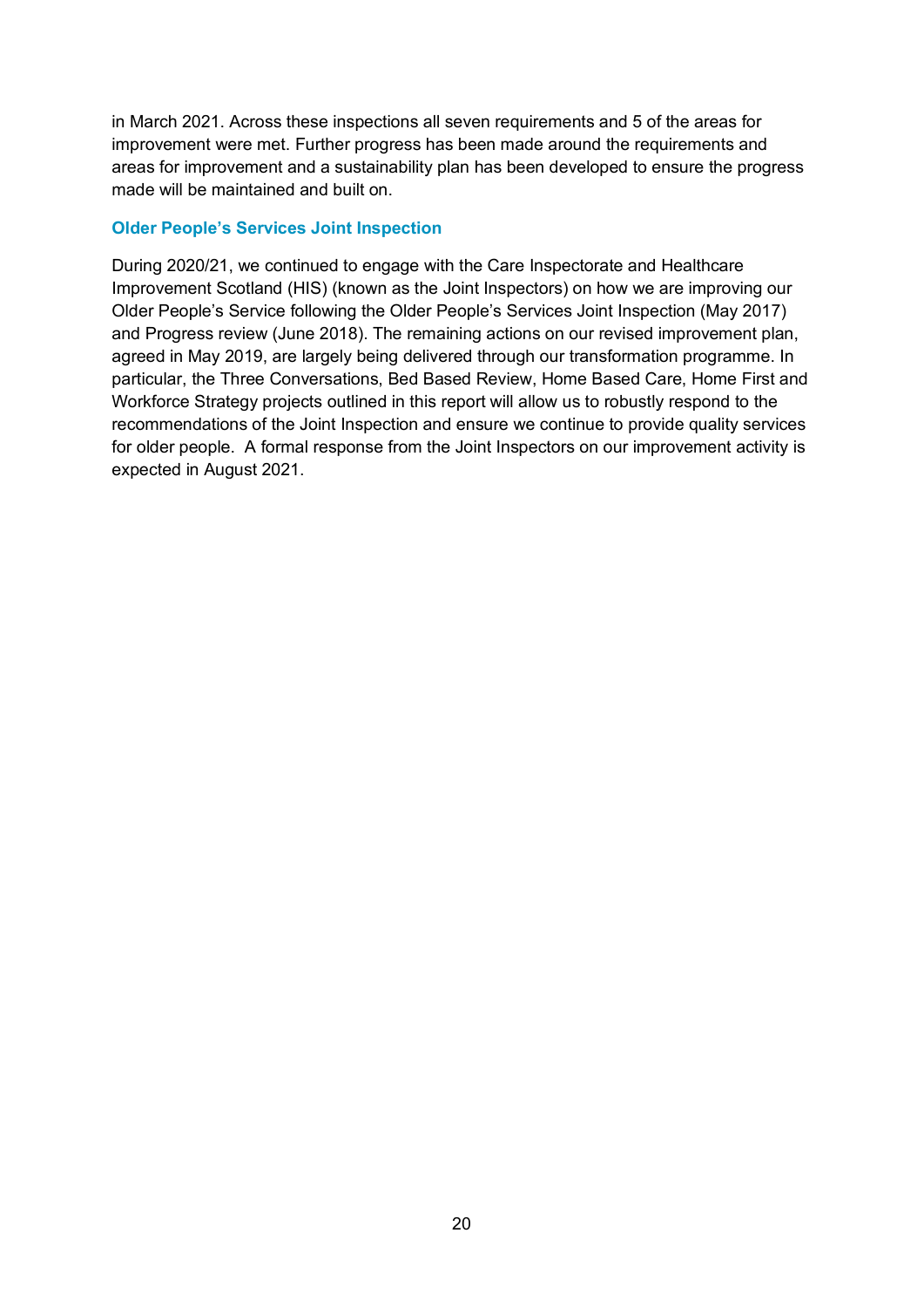in March 2021. Across these inspections all seven requirements and 5 of the areas for improvement were met. Further progress has been made around the requirements and areas for improvement and a sustainability plan has been developed to ensure the progress made will be maintained and built on.

### Older People's Services Joint Inspection

During 2020/21, we continued to engage with the Care Inspectorate and Healthcare Improvement Scotland (HIS) (known as the Joint Inspectors) on how we are improving our Older People's Service following the Older People's Services Joint Inspection (May 2017) and Progress review (June 2018). The remaining actions on our revised improvement plan, agreed in May 2019, are largely being delivered through our transformation programme. In particular, the Three Conversations, Bed Based Review, Home Based Care, Home First and Workforce Strategy projects outlined in this report will allow us to robustly respond to the recommendations of the Joint Inspection and ensure we continue to provide quality services for older people. A formal response from the Joint Inspectors on our improvement activity is expected in August 2021.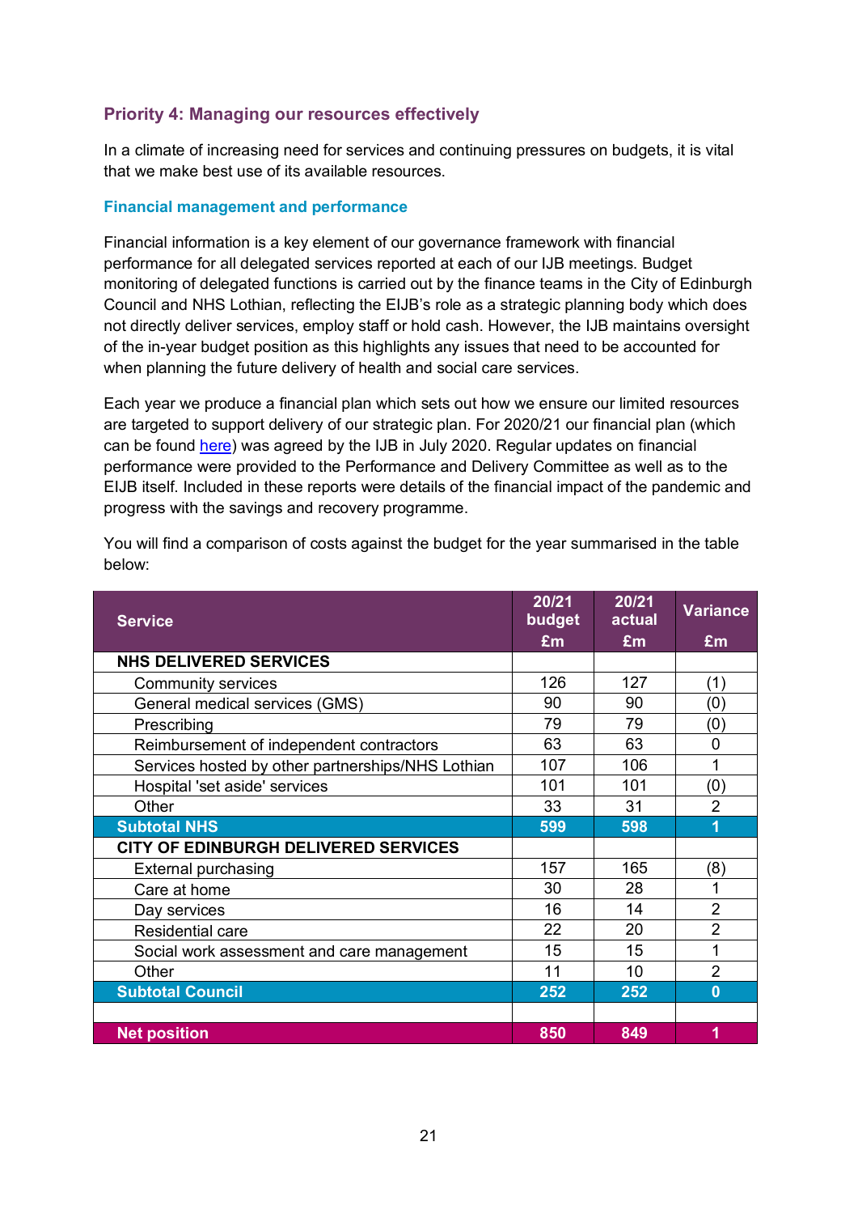## Priority 4: Managing our resources effectively

In a climate of increasing need for services and continuing pressures on budgets, it is vital that we make best use of its available resources.

### Financial management and performance

Financial information is a key element of our governance framework with financial performance for all delegated services reported at each of our IJB meetings. Budget monitoring of delegated functions is carried out by the finance teams in the City of Edinburgh Council and NHS Lothian, reflecting the EIJB's role as a strategic planning body which does not directly deliver services, employ staff or hold cash. However, the IJB maintains oversight of the in-year budget position as this highlights any issues that need to be accounted for when planning the future delivery of health and social care services.

Each year we produce a financial plan which sets out how we ensure our limited resources are targeted to support delivery of our strategic plan. For 2020/21 our financial plan (which can be found here) was agreed by the IJB in July 2020. Regular updates on financial performance were provided to the Performance and Delivery Committee as well as to the EIJB itself. Included in these reports were details of the financial impact of the pandemic and progress with the savings and recovery programme.

You will find a comparison of costs against the budget for the year summarised in the table below:

| Service | 20/21 budget £m | 20/21 actual £m | Variance £m |
|---|---|---|---|
| **NHS DELIVERED SERVICES** | | | |
| Community services | 126 | 127 | (1) |
| General medical services (GMS) | 90 | 90 | (0) |
| Prescribing | 79 | 79 | (0) |
| Reimbursement of independent contractors | 63 | 63 | 0 |
| Services hosted by other partnerships/NHS Lothian | 107 | 106 | 1 |
| Hospital 'set aside' services | 101 | 101 | (0) |
| Other | 33 | 31 | 2 |
| **Subtotal NHS** | **599** | **598** | **1** |
| **CITY OF EDINBURGH DELIVERED SERVICES** | | | |
| External purchasing | 157 | 165 | (8) |
| Care at home | 30 | 28 | 1 |
| Day services | 16 | 14 | 2 |
| Residential care | 22 | 20 | 2 |
| Social work assessment and care management | 15 | 15 | 1 |
| Other | 11 | 10 | 2 |
| **Subtotal Council** | **252** | **252** | **0** |
| | | | |
| **Net position** | **850** | **849** | **1** |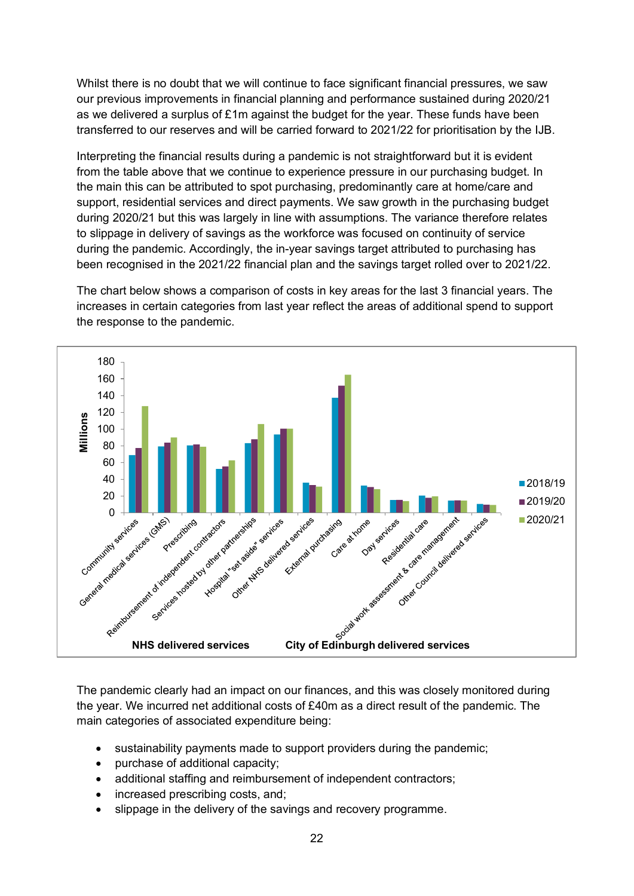Whilst there is no doubt that we will continue to face significant financial pressures, we saw our previous improvements in financial planning and performance sustained during 2020/21 as we delivered a surplus of £1m against the budget for the year. These funds have been transferred to our reserves and will be carried forward to 2021/22 for prioritisation by the IJB.

Interpreting the financial results during a pandemic is not straightforward but it is evident from the table above that we continue to experience pressure in our purchasing budget. In the main this can be attributed to spot purchasing, predominantly care at home/care and support, residential services and direct payments. We saw growth in the purchasing budget during 2020/21 but this was largely in line with assumptions. The variance therefore relates to slippage in delivery of savings as the workforce was focused on continuity of service during the pandemic. Accordingly, the in-year savings target attributed to purchasing has been recognised in the 2021/22 financial plan and the savings target rolled over to 2021/22.

The chart below shows a comparison of costs in key areas for the last 3 financial years. The increases in certain categories from last year reflect the areas of additional spend to support the response to the pandemic.

The pandemic clearly had an impact on our finances, and this was closely monitored during the year. We incurred net additional costs of £40m as a direct result of the pandemic. The main categories of associated expenditure being:

- sustainability payments made to support providers during the pandemic;
- purchase of additional capacity;
- additional staffing and reimbursement of independent contractors;
- increased prescribing costs, and;
- slippage in the delivery of the savings and recovery programme.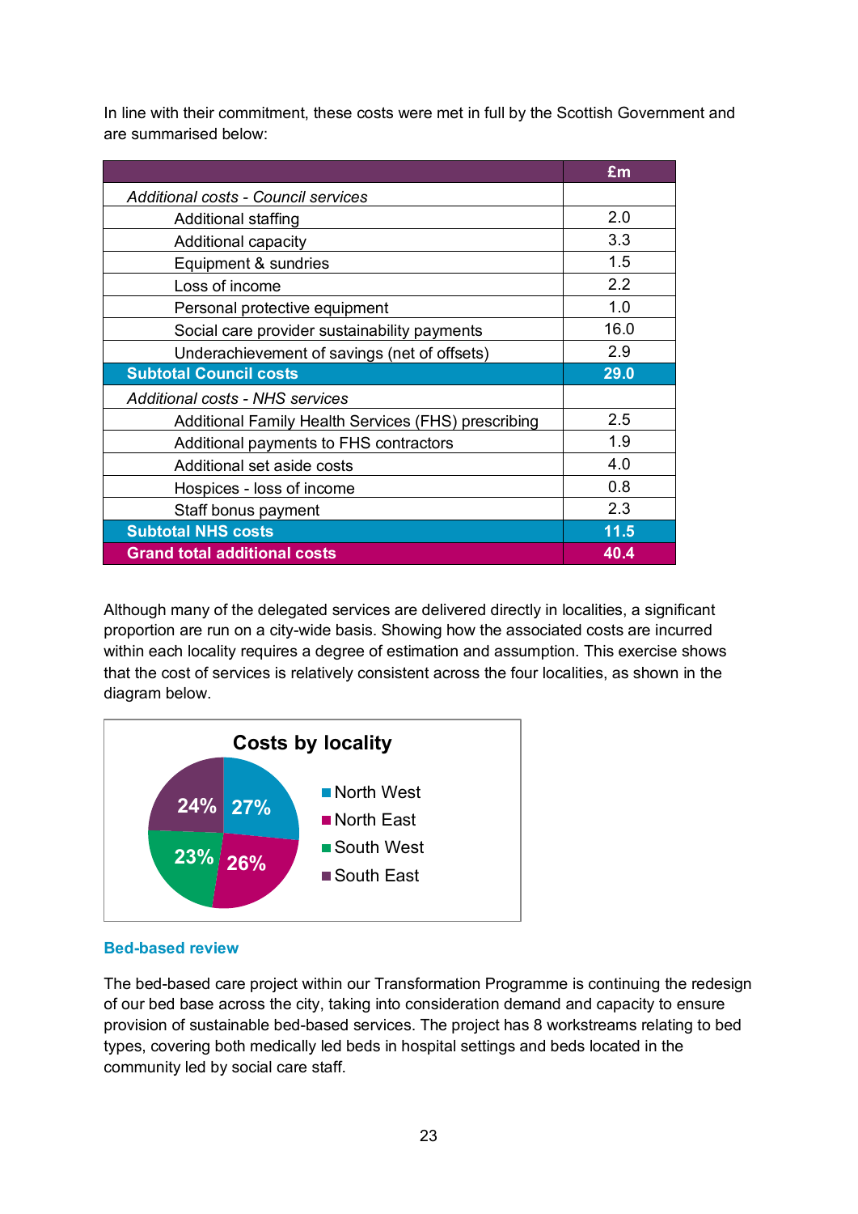In line with their commitment, these costs were met in full by the Scottish Government and are summarised below:

| | £m |
|---|---|
| *Additional costs - Council services* | |
| Additional staffing | 2.0 |
| Additional capacity | 3.3 |
| Equipment & sundries | 1.5 |
| Loss of income | 2.2 |
| Personal protective equipment | 1.0 |
| Social care provider sustainability payments | 16.0 |
| Underachievement of savings (net of offsets) | 2.9 |
| **Subtotal Council costs** | **29.0** |
| *Additional costs - NHS services* | |
| Additional Family Health Services (FHS) prescribing | 2.5 |
| Additional payments to FHS contractors | 1.9 |
| Additional set aside costs | 4.0 |
| Hospices - loss of income | 0.8 |
| Staff bonus payment | 2.3 |
| **Subtotal NHS costs** | **11.5** |
| **Grand total additional costs** | **40.4** |

Although many of the delegated services are delivered directly in localities, a significant proportion are run on a city-wide basis. Showing how the associated costs are incurred within each locality requires a degree of estimation and assumption. This exercise shows that the cost of services is relatively consistent across the four localities, as shown in the diagram below.

**Costs by locality**

| Locality | % |
|---|---|
| North West | 27% |
| North East | 26% |
| South West | 23% |
| South East | 24% |

### Bed-based review

The bed-based care project within our Transformation Programme is continuing the redesign of our bed base across the city, taking into consideration demand and capacity to ensure provision of sustainable bed-based services. The project has 8 workstreams relating to bed types, covering both medically led beds in hospital settings and beds located in the community led by social care staff.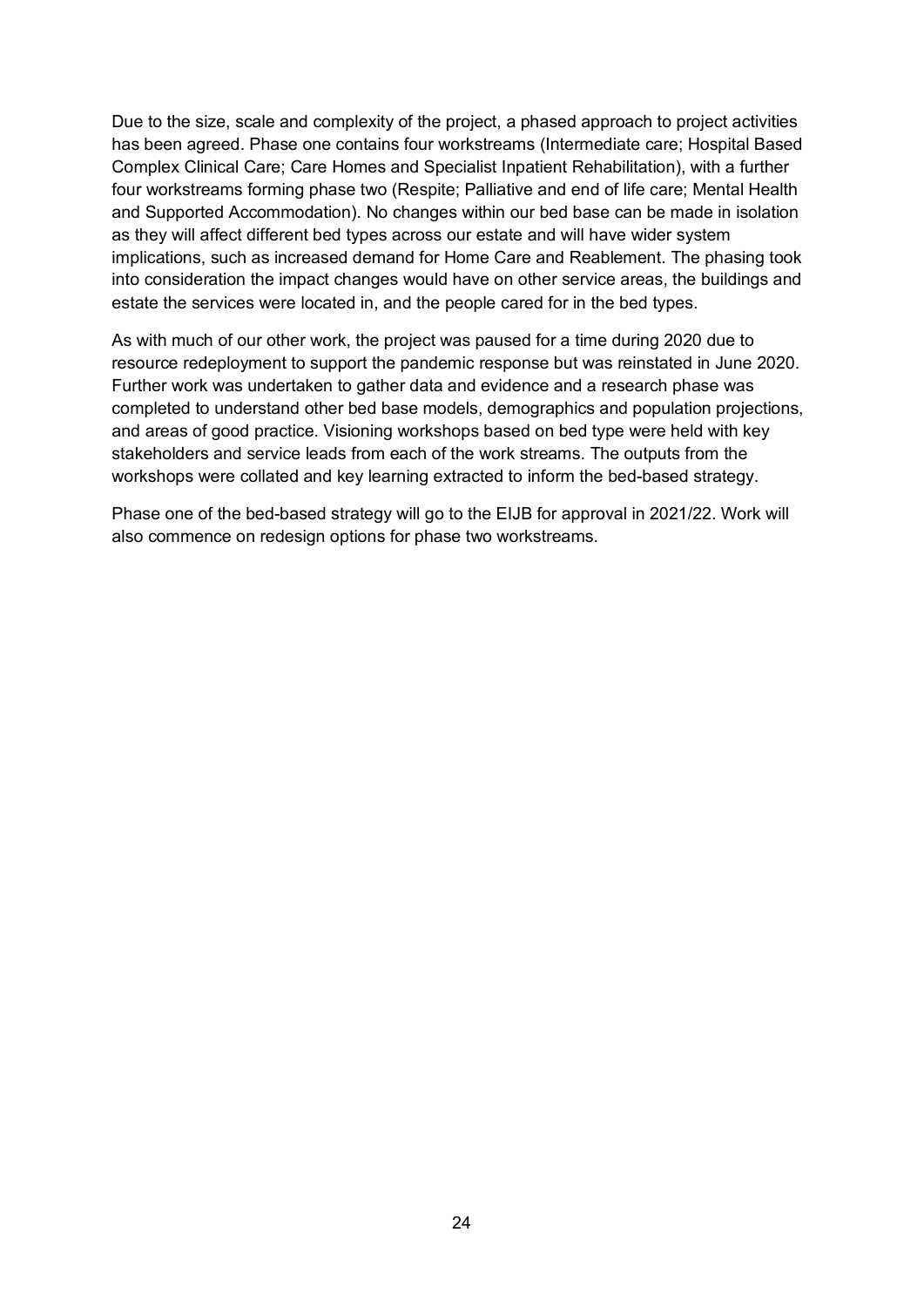Due to the size, scale and complexity of the project, a phased approach to project activities has been agreed. Phase one contains four workstreams (Intermediate care; Hospital Based Complex Clinical Care; Care Homes and Specialist Inpatient Rehabilitation), with a further four workstreams forming phase two (Respite; Palliative and end of life care; Mental Health and Supported Accommodation). No changes within our bed base can be made in isolation as they will affect different bed types across our estate and will have wider system implications, such as increased demand for Home Care and Reablement. The phasing took into consideration the impact changes would have on other service areas, the buildings and estate the services were located in, and the people cared for in the bed types.

As with much of our other work, the project was paused for a time during 2020 due to resource redeployment to support the pandemic response but was reinstated in June 2020. Further work was undertaken to gather data and evidence and a research phase was completed to understand other bed base models, demographics and population projections, and areas of good practice. Visioning workshops based on bed type were held with key stakeholders and service leads from each of the work streams. The outputs from the workshops were collated and key learning extracted to inform the bed-based strategy.

Phase one of the bed-based strategy will go to the EIJB for approval in 2021/22. Work will also commence on redesign options for phase two workstreams.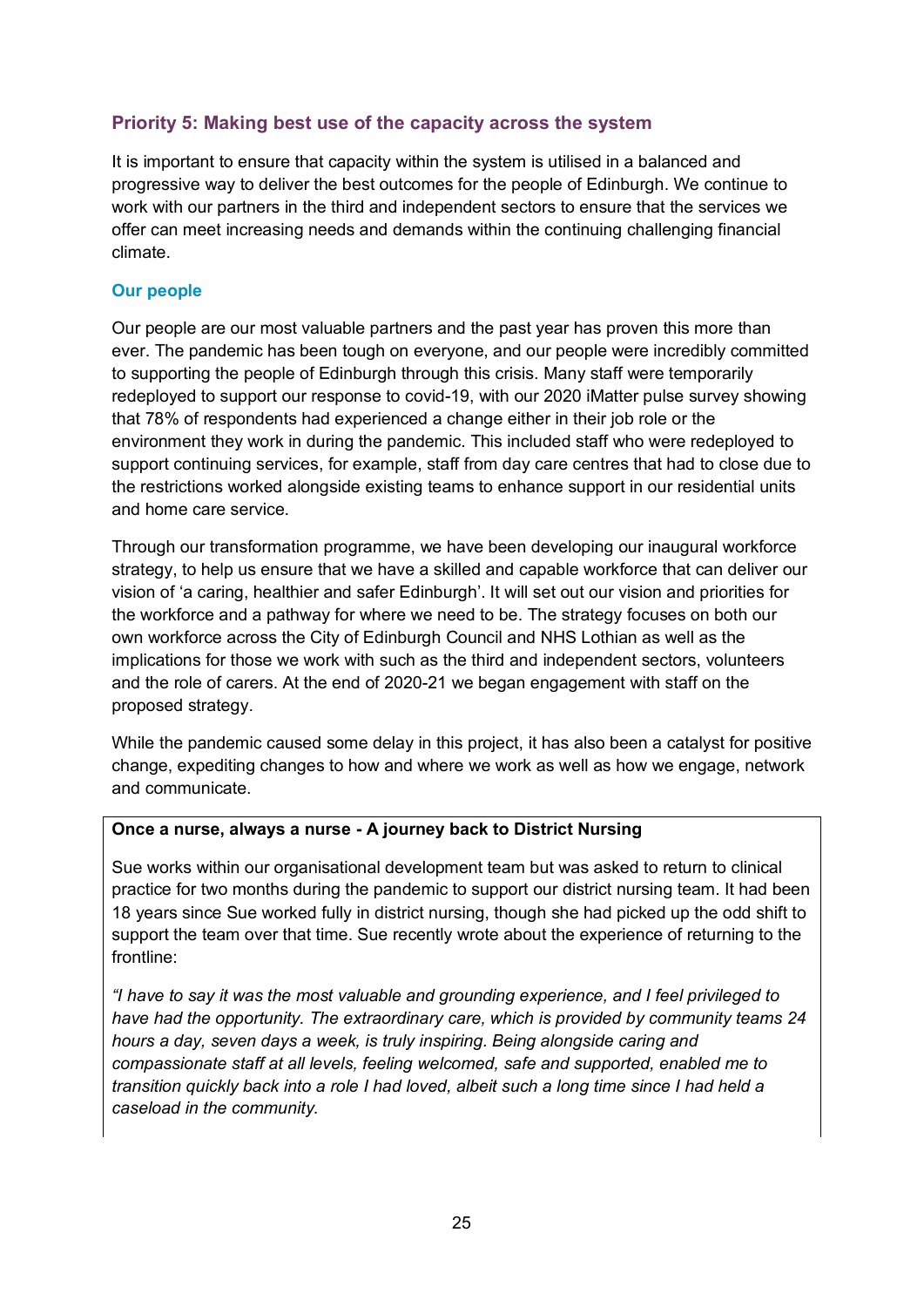## Priority 5: Making best use of the capacity across the system

It is important to ensure that capacity within the system is utilised in a balanced and progressive way to deliver the best outcomes for the people of Edinburgh. We continue to work with our partners in the third and independent sectors to ensure that the services we offer can meet increasing needs and demands within the continuing challenging financial climate.

### Our people

Our people are our most valuable partners and the past year has proven this more than ever. The pandemic has been tough on everyone, and our people were incredibly committed to supporting the people of Edinburgh through this crisis. Many staff were temporarily redeployed to support our response to covid-19, with our 2020 iMatter pulse survey showing that 78% of respondents had experienced a change either in their job role or the environment they work in during the pandemic. This included staff who were redeployed to support continuing services, for example, staff from day care centres that had to close due to the restrictions worked alongside existing teams to enhance support in our residential units and home care service.

Through our transformation programme, we have been developing our inaugural workforce strategy, to help us ensure that we have a skilled and capable workforce that can deliver our vision of 'a caring, healthier and safer Edinburgh'. It will set out our vision and priorities for the workforce and a pathway for where we need to be. The strategy focuses on both our own workforce across the City of Edinburgh Council and NHS Lothian as well as the implications for those we work with such as the third and independent sectors, volunteers and the role of carers. At the end of 2020-21 we began engagement with staff on the proposed strategy.

While the pandemic caused some delay in this project, it has also been a catalyst for positive change, expediting changes to how and where we work as well as how we engage, network and communicate.

**Once a nurse, always a nurse - A journey back to District Nursing**

Sue works within our organisational development team but was asked to return to clinical practice for two months during the pandemic to support our district nursing team. It had been 18 years since Sue worked fully in district nursing, though she had picked up the odd shift to support the team over that time. Sue recently wrote about the experience of returning to the frontline:

*"I have to say it was the most valuable and grounding experience, and I feel privileged to have had the opportunity. The extraordinary care, which is provided by community teams 24 hours a day, seven days a week, is truly inspiring. Being alongside caring and compassionate staff at all levels, feeling welcomed, safe and supported, enabled me to transition quickly back into a role I had loved, albeit such a long time since I had held a caseload in the community.*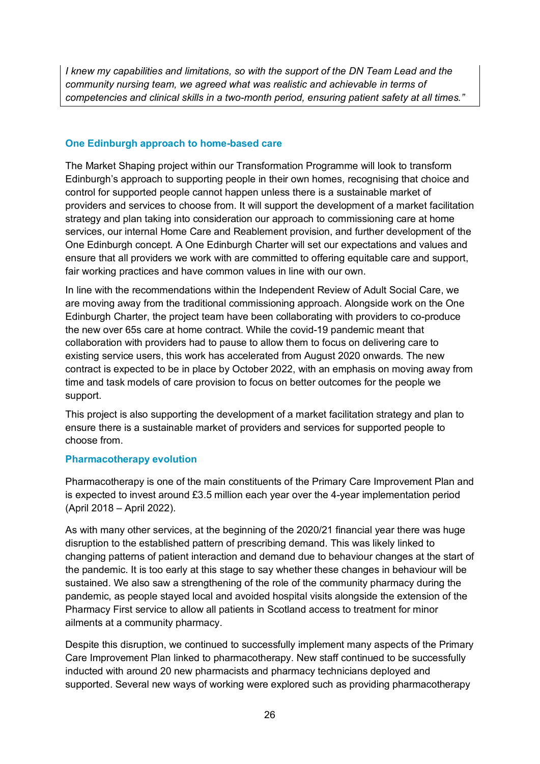*I knew my capabilities and limitations, so with the support of the DN Team Lead and the community nursing team, we agreed what was realistic and achievable in terms of competencies and clinical skills in a two-month period, ensuring patient safety at all times."*

### One Edinburgh approach to home-based care

The Market Shaping project within our Transformation Programme will look to transform Edinburgh's approach to supporting people in their own homes, recognising that choice and control for supported people cannot happen unless there is a sustainable market of providers and services to choose from. It will support the development of a market facilitation strategy and plan taking into consideration our approach to commissioning care at home services, our internal Home Care and Reablement provision, and further development of the One Edinburgh concept. A One Edinburgh Charter will set our expectations and values and ensure that all providers we work with are committed to offering equitable care and support, fair working practices and have common values in line with our own.

In line with the recommendations within the Independent Review of Adult Social Care, we are moving away from the traditional commissioning approach. Alongside work on the One Edinburgh Charter, the project team have been collaborating with providers to co-produce the new over 65s care at home contract. While the covid-19 pandemic meant that collaboration with providers had to pause to allow them to focus on delivering care to existing service users, this work has accelerated from August 2020 onwards. The new contract is expected to be in place by October 2022, with an emphasis on moving away from time and task models of care provision to focus on better outcomes for the people we support.

This project is also supporting the development of a market facilitation strategy and plan to ensure there is a sustainable market of providers and services for supported people to choose from.

### Pharmacotherapy evolution

Pharmacotherapy is one of the main constituents of the Primary Care Improvement Plan and is expected to invest around £3.5 million each year over the 4-year implementation period (April 2018 – April 2022).

As with many other services, at the beginning of the 2020/21 financial year there was huge disruption to the established pattern of prescribing demand. This was likely linked to changing patterns of patient interaction and demand due to behaviour changes at the start of the pandemic. It is too early at this stage to say whether these changes in behaviour will be sustained. We also saw a strengthening of the role of the community pharmacy during the pandemic, as people stayed local and avoided hospital visits alongside the extension of the Pharmacy First service to allow all patients in Scotland access to treatment for minor ailments at a community pharmacy.

Despite this disruption, we continued to successfully implement many aspects of the Primary Care Improvement Plan linked to pharmacotherapy. New staff continued to be successfully inducted with around 20 new pharmacists and pharmacy technicians deployed and supported. Several new ways of working were explored such as providing pharmacotherapy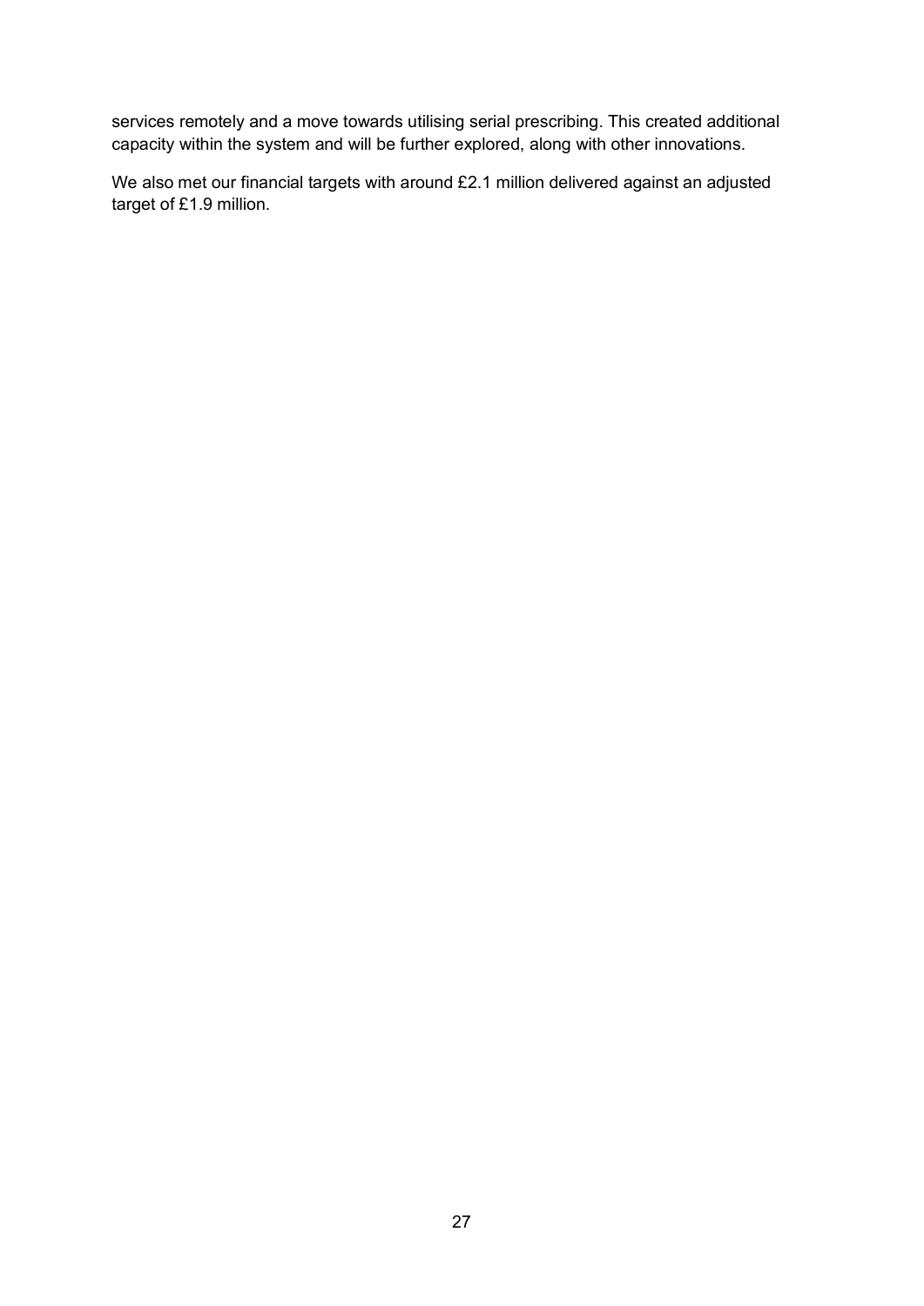services remotely and a move towards utilising serial prescribing. This created additional capacity within the system and will be further explored, along with other innovations.

We also met our financial targets with around £2.1 million delivered against an adjusted target of £1.9 million.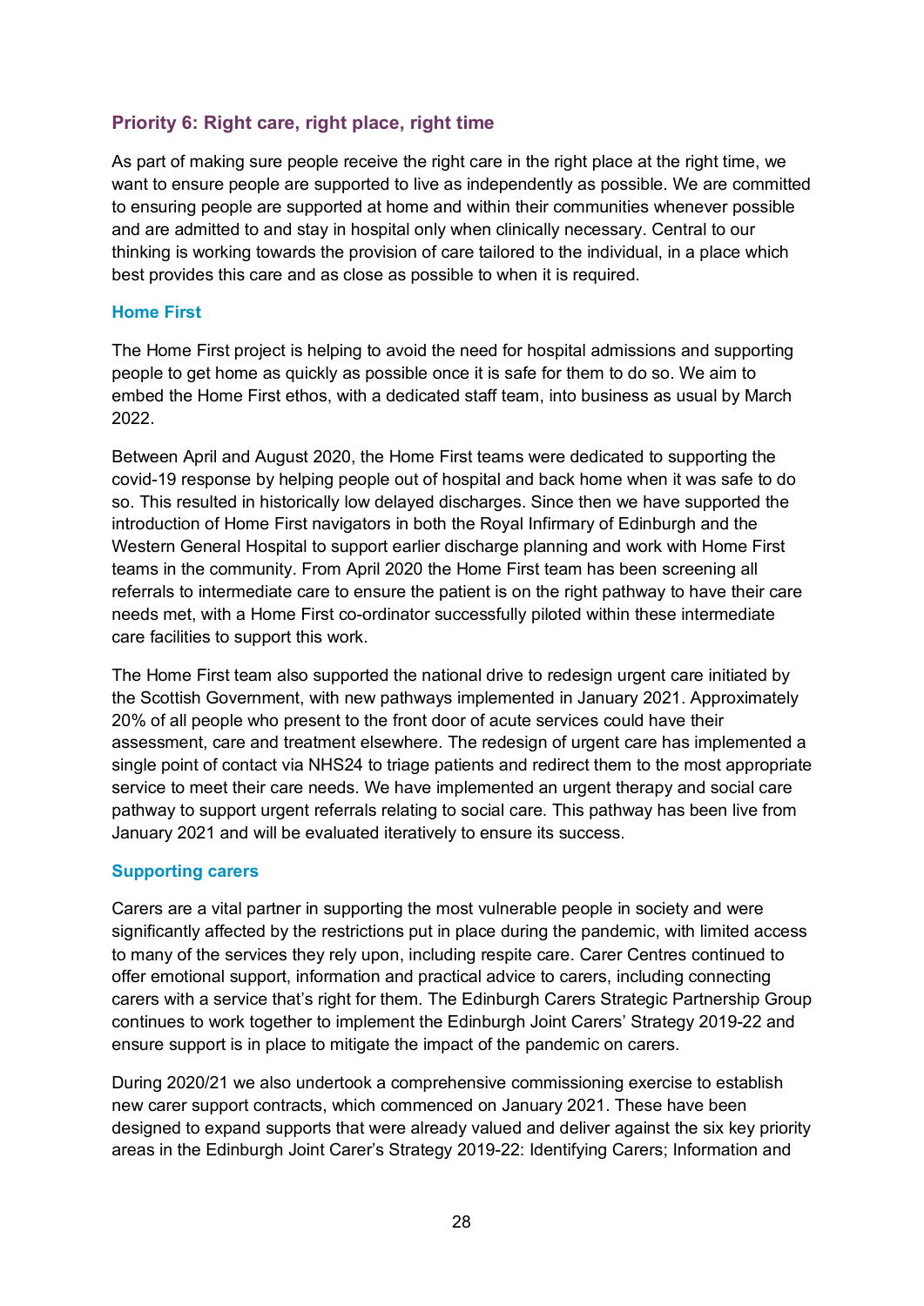## Priority 6: Right care, right place, right time

As part of making sure people receive the right care in the right place at the right time, we want to ensure people are supported to live as independently as possible. We are committed to ensuring people are supported at home and within their communities whenever possible and are admitted to and stay in hospital only when clinically necessary. Central to our thinking is working towards the provision of care tailored to the individual, in a place which best provides this care and as close as possible to when it is required.

### Home First

The Home First project is helping to avoid the need for hospital admissions and supporting people to get home as quickly as possible once it is safe for them to do so. We aim to embed the Home First ethos, with a dedicated staff team, into business as usual by March 2022.

Between April and August 2020, the Home First teams were dedicated to supporting the covid-19 response by helping people out of hospital and back home when it was safe to do so. This resulted in historically low delayed discharges. Since then we have supported the introduction of Home First navigators in both the Royal Infirmary of Edinburgh and the Western General Hospital to support earlier discharge planning and work with Home First teams in the community. From April 2020 the Home First team has been screening all referrals to intermediate care to ensure the patient is on the right pathway to have their care needs met, with a Home First co-ordinator successfully piloted within these intermediate care facilities to support this work.

The Home First team also supported the national drive to redesign urgent care initiated by the Scottish Government, with new pathways implemented in January 2021. Approximately 20% of all people who present to the front door of acute services could have their assessment, care and treatment elsewhere. The redesign of urgent care has implemented a single point of contact via NHS24 to triage patients and redirect them to the most appropriate service to meet their care needs. We have implemented an urgent therapy and social care pathway to support urgent referrals relating to social care. This pathway has been live from January 2021 and will be evaluated iteratively to ensure its success.

### Supporting carers

Carers are a vital partner in supporting the most vulnerable people in society and were significantly affected by the restrictions put in place during the pandemic, with limited access to many of the services they rely upon, including respite care. Carer Centres continued to offer emotional support, information and practical advice to carers, including connecting carers with a service that's right for them. The Edinburgh Carers Strategic Partnership Group continues to work together to implement the Edinburgh Joint Carers' Strategy 2019-22 and ensure support is in place to mitigate the impact of the pandemic on carers.

During 2020/21 we also undertook a comprehensive commissioning exercise to establish new carer support contracts, which commenced on January 2021. These have been designed to expand supports that were already valued and deliver against the six key priority areas in the Edinburgh Joint Carer's Strategy 2019-22: Identifying Carers; Information and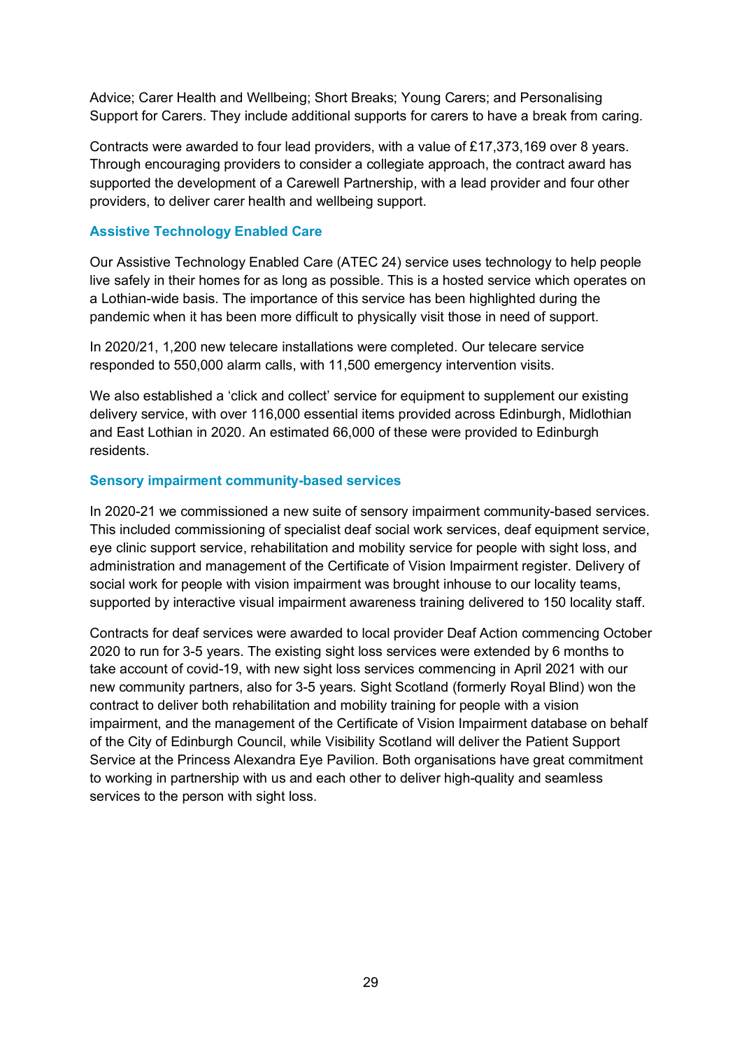Advice; Carer Health and Wellbeing; Short Breaks; Young Carers; and Personalising Support for Carers. They include additional supports for carers to have a break from caring.

Contracts were awarded to four lead providers, with a value of £17,373,169 over 8 years. Through encouraging providers to consider a collegiate approach, the contract award has supported the development of a Carewell Partnership, with a lead provider and four other providers, to deliver carer health and wellbeing support.

### Assistive Technology Enabled Care

Our Assistive Technology Enabled Care (ATEC 24) service uses technology to help people live safely in their homes for as long as possible. This is a hosted service which operates on a Lothian-wide basis. The importance of this service has been highlighted during the pandemic when it has been more difficult to physically visit those in need of support.

In 2020/21, 1,200 new telecare installations were completed. Our telecare service responded to 550,000 alarm calls, with 11,500 emergency intervention visits.

We also established a 'click and collect' service for equipment to supplement our existing delivery service, with over 116,000 essential items provided across Edinburgh, Midlothian and East Lothian in 2020. An estimated 66,000 of these were provided to Edinburgh residents.

### Sensory impairment community-based services

In 2020-21 we commissioned a new suite of sensory impairment community-based services. This included commissioning of specialist deaf social work services, deaf equipment service, eye clinic support service, rehabilitation and mobility service for people with sight loss, and administration and management of the Certificate of Vision Impairment register. Delivery of social work for people with vision impairment was brought inhouse to our locality teams, supported by interactive visual impairment awareness training delivered to 150 locality staff.

Contracts for deaf services were awarded to local provider Deaf Action commencing October 2020 to run for 3-5 years. The existing sight loss services were extended by 6 months to take account of covid-19, with new sight loss services commencing in April 2021 with our new community partners, also for 3-5 years. Sight Scotland (formerly Royal Blind) won the contract to deliver both rehabilitation and mobility training for people with a vision impairment, and the management of the Certificate of Vision Impairment database on behalf of the City of Edinburgh Council, while Visibility Scotland will deliver the Patient Support Service at the Princess Alexandra Eye Pavilion. Both organisations have great commitment to working in partnership with us and each other to deliver high-quality and seamless services to the person with sight loss.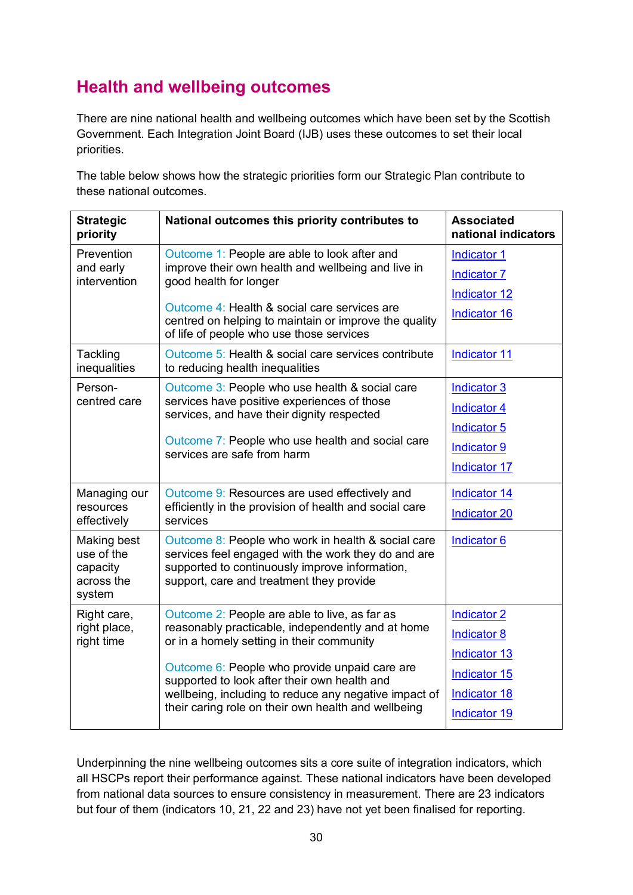## Health and wellbeing outcomes

There are nine national health and wellbeing outcomes which have been set by the Scottish Government. Each Integration Joint Board (IJB) uses these outcomes to set their local priorities.

The table below shows how the strategic priorities form our Strategic Plan contribute to these national outcomes.

| Strategic priority | National outcomes this priority contributes to | Associated national indicators |
| --- | --- | --- |
| Prevention and early intervention | Outcome 1: People are able to look after and improve their own health and wellbeing and live in good health for longer<br><br>Outcome 4: Health & social care services are centred on helping to maintain or improve the quality of life of people who use those services | Indicator 1<br>Indicator 7<br>Indicator 12<br>Indicator 16 |
| Tackling inequalities | Outcome 5: Health & social care services contribute to reducing health inequalities | Indicator 11 |
| Person-centred care | Outcome 3: People who use health & social care services have positive experiences of those services, and have their dignity respected<br><br>Outcome 7: People who use health and social care services are safe from harm | Indicator 3<br>Indicator 4<br>Indicator 5<br>Indicator 9<br>Indicator 17 |
| Managing our resources effectively | Outcome 9: Resources are used effectively and efficiently in the provision of health and social care services | Indicator 14<br>Indicator 20 |
| Making best use of the capacity across the system | Outcome 8: People who work in health & social care services feel engaged with the work they do and are supported to continuously improve information, support, care and treatment they provide | Indicator 6 |
| Right care, right place, right time | Outcome 2: People are able to live, as far as reasonably practicable, independently and at home or in a homely setting in their community<br><br>Outcome 6: People who provide unpaid care are supported to look after their own health and wellbeing, including to reduce any negative impact of their caring role on their own health and wellbeing | Indicator 2<br>Indicator 8<br>Indicator 13<br>Indicator 15<br>Indicator 18<br>Indicator 19 |

Underpinning the nine wellbeing outcomes sits a core suite of integration indicators, which all HSCPs report their performance against. These national indicators have been developed from national data sources to ensure consistency in measurement. There are 23 indicators but four of them (indicators 10, 21, 22 and 23) have not yet been finalised for reporting.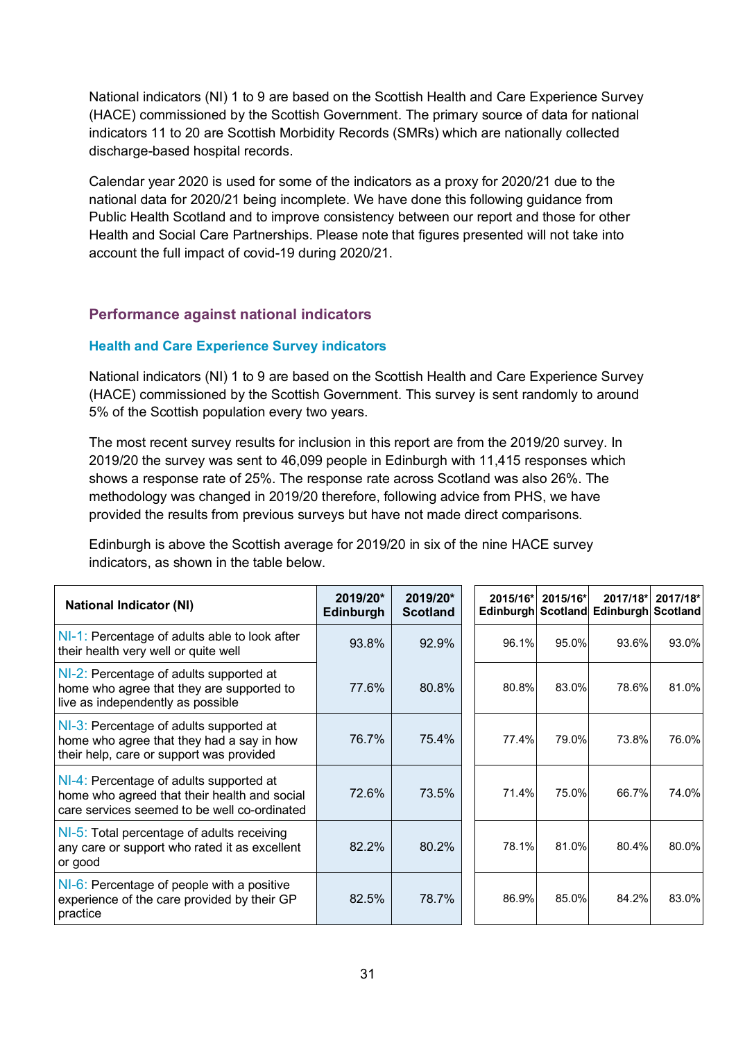National indicators (NI) 1 to 9 are based on the Scottish Health and Care Experience Survey (HACE) commissioned by the Scottish Government. The primary source of data for national indicators 11 to 20 are Scottish Morbidity Records (SMRs) which are nationally collected discharge-based hospital records.

Calendar year 2020 is used for some of the indicators as a proxy for 2020/21 due to the national data for 2020/21 being incomplete. We have done this following guidance from Public Health Scotland and to improve consistency between our report and those for other Health and Social Care Partnerships. Please note that figures presented will not take into account the full impact of covid-19 during 2020/21.

## Performance against national indicators

### Health and Care Experience Survey indicators

National indicators (NI) 1 to 9 are based on the Scottish Health and Care Experience Survey (HACE) commissioned by the Scottish Government. This survey is sent randomly to around 5% of the Scottish population every two years.

The most recent survey results for inclusion in this report are from the 2019/20 survey. In 2019/20 the survey was sent to 46,099 people in Edinburgh with 11,415 responses which shows a response rate of 25%. The response rate across Scotland was also 26%. The methodology was changed in 2019/20 therefore, following advice from PHS, we have provided the results from previous surveys but have not made direct comparisons.

Edinburgh is above the Scottish average for 2019/20 in six of the nine HACE survey indicators, as shown in the table below.

| National Indicator (NI) | 2019/20* Edinburgh | 2019/20* Scotland | 2015/16* Edinburgh | 2015/16* Scotland | 2017/18* Edinburgh | 2017/18* Scotland |
|---|---|---|---|---|---|---|
| NI-1: Percentage of adults able to look after their health very well or quite well | 93.8% | 92.9% | 96.1% | 95.0% | 93.6% | 93.0% |
| NI-2: Percentage of adults supported at home who agree that they are supported to live as independently as possible | 77.6% | 80.8% | 80.8% | 83.0% | 78.6% | 81.0% |
| NI-3: Percentage of adults supported at home who agree that they had a say in how their help, care or support was provided | 76.7% | 75.4% | 77.4% | 79.0% | 73.8% | 76.0% |
| NI-4: Percentage of adults supported at home who agreed that their health and social care services seemed to be well co-ordinated | 72.6% | 73.5% | 71.4% | 75.0% | 66.7% | 74.0% |
| NI-5: Total percentage of adults receiving any care or support who rated it as excellent or good | 82.2% | 80.2% | 78.1% | 81.0% | 80.4% | 80.0% |
| NI-6: Percentage of people with a positive experience of the care provided by their GP practice | 82.5% | 78.7% | 86.9% | 85.0% | 84.2% | 83.0% |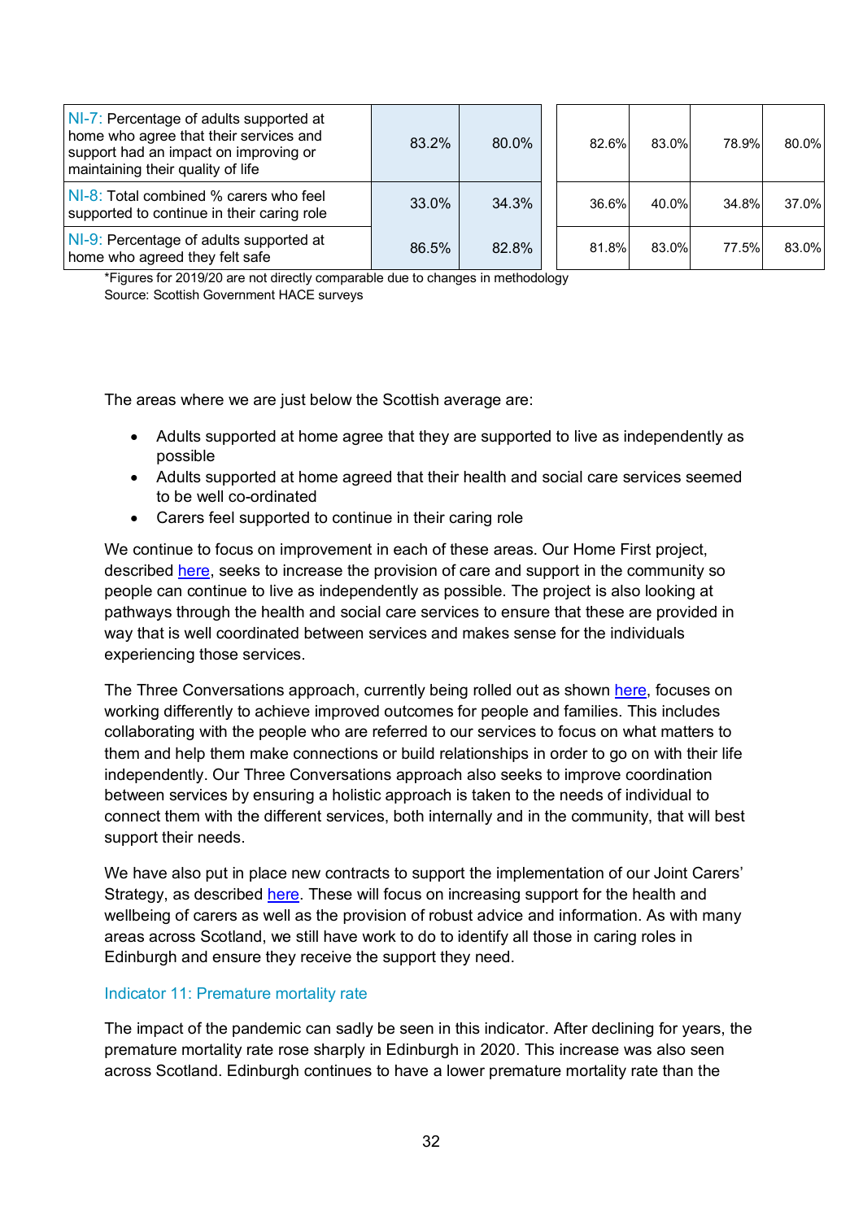| | | | | | | |
|---|---|---|---|---|---|---|
| NI-7: Percentage of adults supported at home who agree that their services and support had an impact on improving or maintaining their quality of life | 83.2% | 80.0% | 82.6% | 83.0% | 78.9% | 80.0% |
| NI-8: Total combined % carers who feel supported to continue in their caring role | 33.0% | 34.3% | 36.6% | 40.0% | 34.8% | 37.0% |
| NI-9: Percentage of adults supported at home who agreed they felt safe | 86.5% | 82.8% | 81.8% | 83.0% | 77.5% | 83.0% |

*Figures for 2019/20 are not directly comparable due to changes in methodology
Source: Scottish Government HACE surveys

The areas where we are just below the Scottish average are:

- Adults supported at home agree that they are supported to live as independently as possible
- Adults supported at home agreed that their health and social care services seemed to be well co-ordinated
- Carers feel supported to continue in their caring role

We continue to focus on improvement in each of these areas. Our Home First project, described here, seeks to increase the provision of care and support in the community so people can continue to live as independently as possible. The project is also looking at pathways through the health and social care services to ensure that these are provided in way that is well coordinated between services and makes sense for the individuals experiencing those services.

The Three Conversations approach, currently being rolled out as shown here, focuses on working differently to achieve improved outcomes for people and families. This includes collaborating with the people who are referred to our services to focus on what matters to them and help them make connections or build relationships in order to go on with their life independently. Our Three Conversations approach also seeks to improve coordination between services by ensuring a holistic approach is taken to the needs of individual to connect them with the different services, both internally and in the community, that will best support their needs.

We have also put in place new contracts to support the implementation of our Joint Carers' Strategy, as described here. These will focus on increasing support for the health and wellbeing of carers as well as the provision of robust advice and information. As with many areas across Scotland, we still have work to do to identify all those in caring roles in Edinburgh and ensure they receive the support they need.

### Indicator 11: Premature mortality rate

The impact of the pandemic can sadly be seen in this indicator. After declining for years, the premature mortality rate rose sharply in Edinburgh in 2020. This increase was also seen across Scotland. Edinburgh continues to have a lower premature mortality rate than the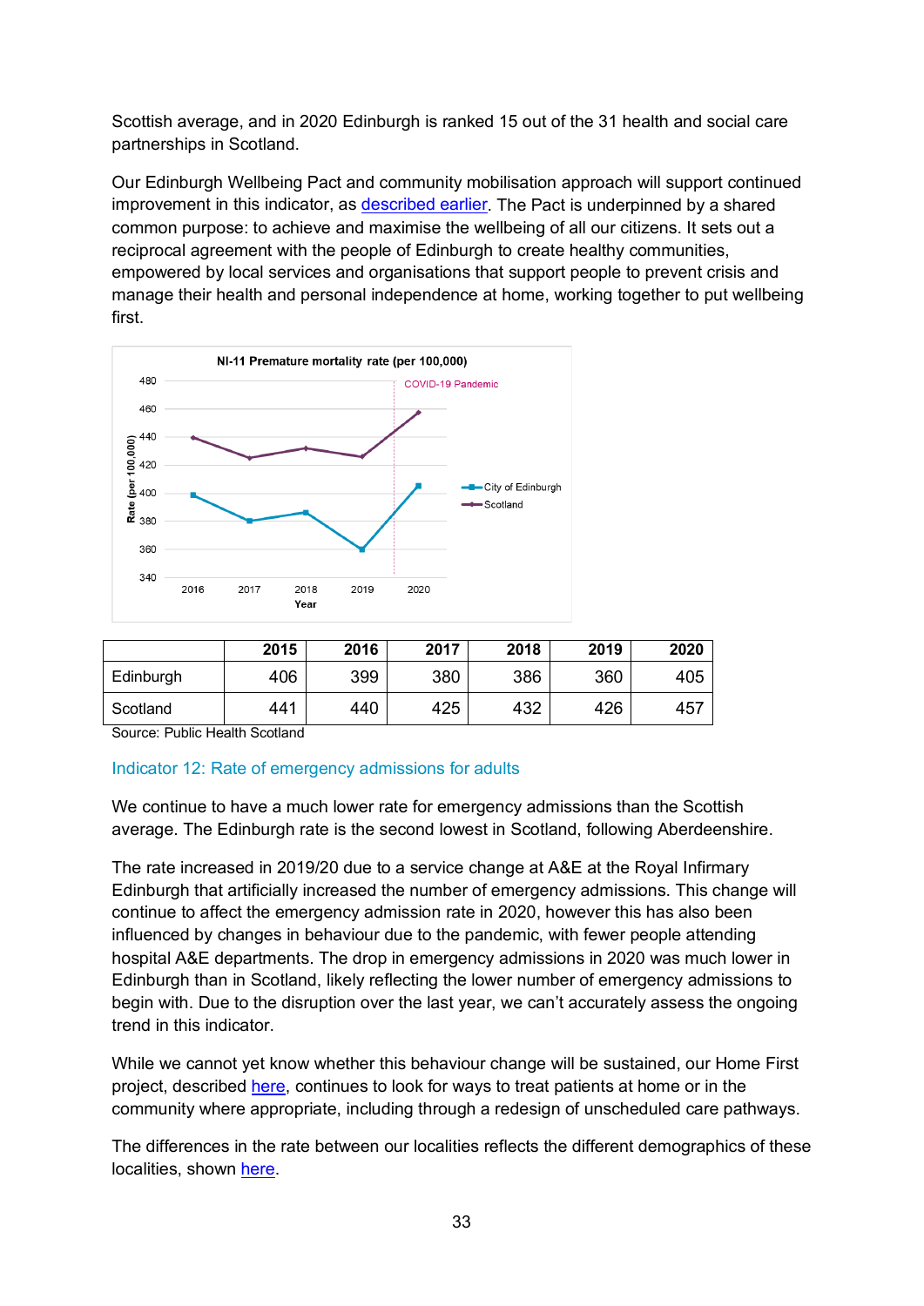Scottish average, and in 2020 Edinburgh is ranked 15 out of the 31 health and social care partnerships in Scotland.

Our Edinburgh Wellbeing Pact and community mobilisation approach will support continued improvement in this indicator, as described earlier. The Pact is underpinned by a shared common purpose: to achieve and maximise the wellbeing of all our citizens. It sets out a reciprocal agreement with the people of Edinburgh to create healthy communities, empowered by local services and organisations that support people to prevent crisis and manage their health and personal independence at home, working together to put wellbeing first.

|  | 2015 | 2016 | 2017 | 2018 | 2019 | 2020 |
|---|---|---|---|---|---|---|
| Edinburgh | 406 | 399 | 380 | 386 | 360 | 405 |
| Scotland | 441 | 440 | 425 | 432 | 426 | 457 |

Source: Public Health Scotland

### Indicator 12: Rate of emergency admissions for adults

We continue to have a much lower rate for emergency admissions than the Scottish average. The Edinburgh rate is the second lowest in Scotland, following Aberdeenshire.

The rate increased in 2019/20 due to a service change at A&E at the Royal Infirmary Edinburgh that artificially increased the number of emergency admissions. This change will continue to affect the emergency admission rate in 2020, however this has also been influenced by changes in behaviour due to the pandemic, with fewer people attending hospital A&E departments. The drop in emergency admissions in 2020 was much lower in Edinburgh than in Scotland, likely reflecting the lower number of emergency admissions to begin with. Due to the disruption over the last year, we can't accurately assess the ongoing trend in this indicator.

While we cannot yet know whether this behaviour change will be sustained, our Home First project, described here, continues to look for ways to treat patients at home or in the community where appropriate, including through a redesign of unscheduled care pathways.

The differences in the rate between our localities reflects the different demographics of these localities, shown here.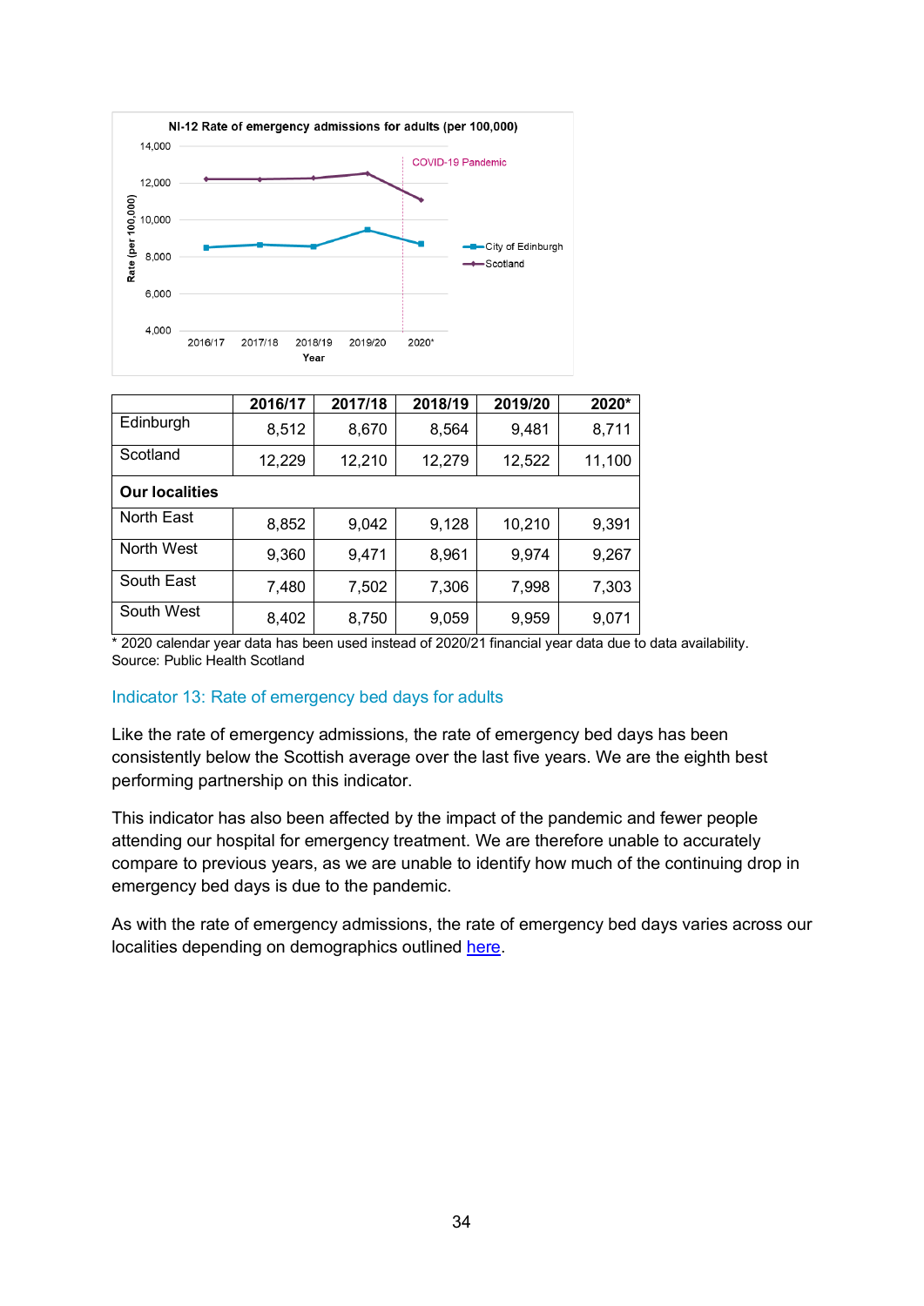NI-12 Rate of emergency admissions for adults (per 100,000)

|  | 2016/17 | 2017/18 | 2018/19 | 2019/20 | 2020* |
|---|---|---|---|---|---|
| Edinburgh | 8,512 | 8,670 | 8,564 | 9,481 | 8,711 |
| Scotland | 12,229 | 12,210 | 12,279 | 12,522 | 11,100 |
| **Our localities** | | | | | |
| North East | 8,852 | 9,042 | 9,128 | 10,210 | 9,391 |
| North West | 9,360 | 9,471 | 8,961 | 9,974 | 9,267 |
| South East | 7,480 | 7,502 | 7,306 | 7,998 | 7,303 |
| South West | 8,402 | 8,750 | 9,059 | 9,959 | 9,071 |

* 2020 calendar year data has been used instead of 2020/21 financial year data due to data availability.
Source: Public Health Scotland

### Indicator 13: Rate of emergency bed days for adults

Like the rate of emergency admissions, the rate of emergency bed days has been consistently below the Scottish average over the last five years. We are the eighth best performing partnership on this indicator.

This indicator has also been affected by the impact of the pandemic and fewer people attending our hospital for emergency treatment. We are therefore unable to accurately compare to previous years, as we are unable to identify how much of the continuing drop in emergency bed days is due to the pandemic.

As with the rate of emergency admissions, the rate of emergency bed days varies across our localities depending on demographics outlined here.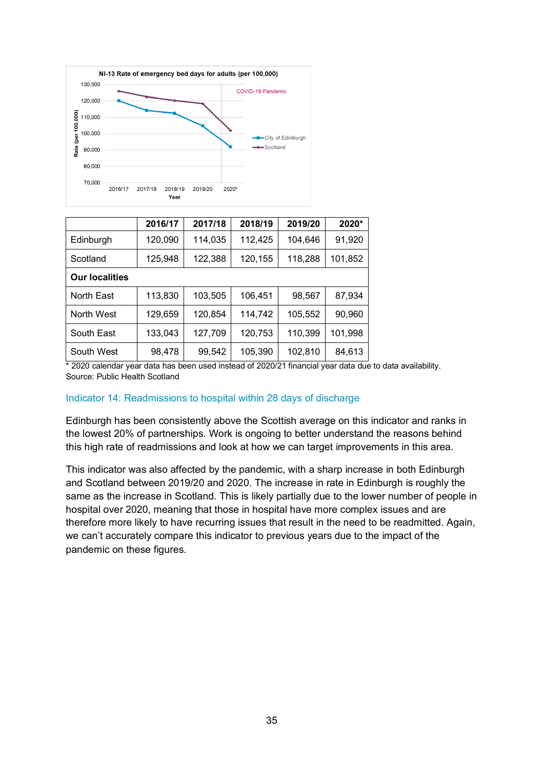| | 2016/17 | 2017/18 | 2018/19 | 2019/20 | 2020* |
|---|---|---|---|---|---|
| Edinburgh | 120,090 | 114,035 | 112,425 | 104,646 | 91,920 |
| Scotland | 125,948 | 122,388 | 120,155 | 118,288 | 101,852 |
| **Our localities** | | | | | |
| North East | 113,830 | 103,505 | 106,451 | 98,567 | 87,934 |
| North West | 129,659 | 120,854 | 114,742 | 105,552 | 90,960 |
| South East | 133,043 | 127,709 | 120,753 | 110,399 | 101,998 |
| South West | 98,478 | 99,542 | 105,390 | 102,810 | 84,613 |

* 2020 calendar year data has been used instead of 2020/21 financial year data due to data availability.
Source: Public Health Scotland

### Indicator 14: Readmissions to hospital within 28 days of discharge

Edinburgh has been consistently above the Scottish average on this indicator and ranks in the lowest 20% of partnerships. Work is ongoing to better understand the reasons behind this high rate of readmissions and look at how we can target improvements in this area.

This indicator was also affected by the pandemic, with a sharp increase in both Edinburgh and Scotland between 2019/20 and 2020. The increase in rate in Edinburgh is roughly the same as the increase in Scotland. This is likely partially due to the lower number of people in hospital over 2020, meaning that those in hospital have more complex issues and are therefore more likely to have recurring issues that result in the need to be readmitted. Again, we can't accurately compare this indicator to previous years due to the impact of the pandemic on these figures.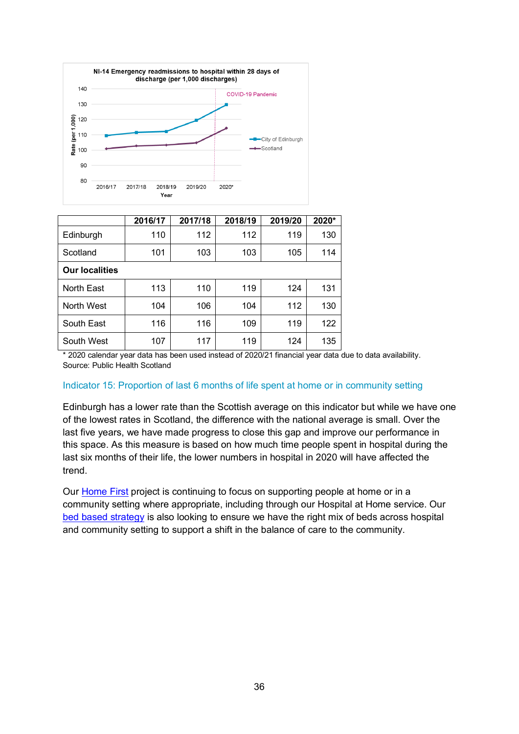| | 2016/17 | 2017/18 | 2018/19 | 2019/20 | 2020* |
|---|---|---|---|---|---|
| Edinburgh | 110 | 112 | 112 | 119 | 130 |
| Scotland | 101 | 103 | 103 | 105 | 114 |
| **Our localities** | | | | | |
| North East | 113 | 110 | 119 | 124 | 131 |
| North West | 104 | 106 | 104 | 112 | 130 |
| South East | 116 | 116 | 109 | 119 | 122 |
| South West | 107 | 117 | 119 | 124 | 135 |

\* 2020 calendar year data has been used instead of 2020/21 financial year data due to data availability.
Source: Public Health Scotland

### Indicator 15: Proportion of last 6 months of life spent at home or in community setting

Edinburgh has a lower rate than the Scottish average on this indicator but while we have one of the lowest rates in Scotland, the difference with the national average is small. Over the last five years, we have made progress to close this gap and improve our performance in this space. As this measure is based on how much time people spent in hospital during the last six months of their life, the lower numbers in hospital in 2020 will have affected the trend.

Our Home First project is continuing to focus on supporting people at home or in a community setting where appropriate, including through our Hospital at Home service. Our bed based strategy is also looking to ensure we have the right mix of beds across hospital and community setting to support a shift in the balance of care to the community.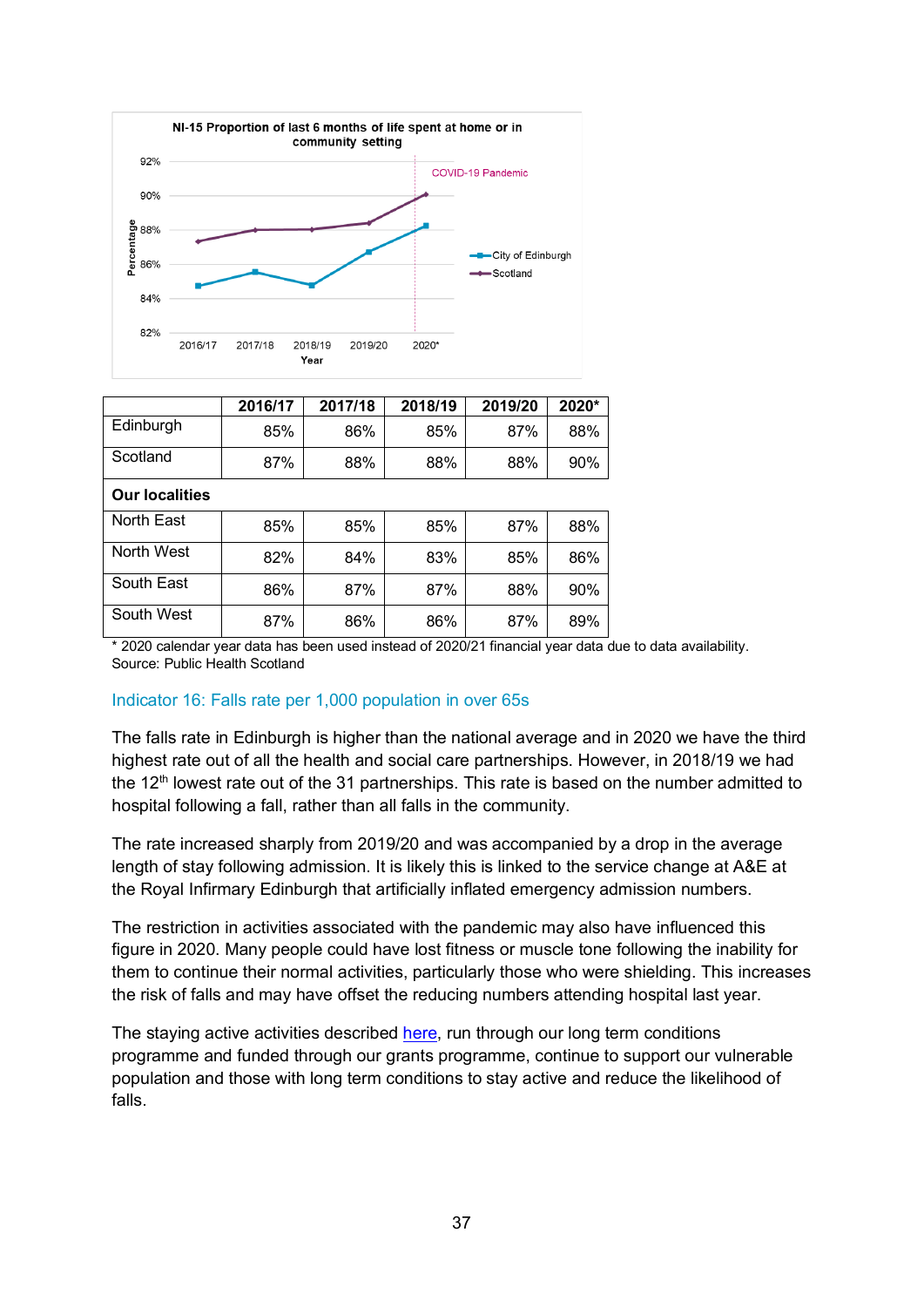| | 2016/17 | 2017/18 | 2018/19 | 2019/20 | 2020* |
|---|---|---|---|---|---|
| Edinburgh | 85% | 86% | 85% | 87% | 88% |
| Scotland | 87% | 88% | 88% | 88% | 90% |
| **Our localities** | | | | | |
| North East | 85% | 85% | 85% | 87% | 88% |
| North West | 82% | 84% | 83% | 85% | 86% |
| South East | 86% | 87% | 87% | 88% | 90% |
| South West | 87% | 86% | 86% | 87% | 89% |

* 2020 calendar year data has been used instead of 2020/21 financial year data due to data availability.
Source: Public Health Scotland

### Indicator 16: Falls rate per 1,000 population in over 65s

The falls rate in Edinburgh is higher than the national average and in 2020 we have the third highest rate out of all the health and social care partnerships. However, in 2018/19 we had the 12th lowest rate out of the 31 partnerships. This rate is based on the number admitted to hospital following a fall, rather than all falls in the community.

The rate increased sharply from 2019/20 and was accompanied by a drop in the average length of stay following admission. It is likely this is linked to the service change at A&E at the Royal Infirmary Edinburgh that artificially inflated emergency admission numbers.

The restriction in activities associated with the pandemic may also have influenced this figure in 2020. Many people could have lost fitness or muscle tone following the inability for them to continue their normal activities, particularly those who were shielding. This increases the risk of falls and may have offset the reducing numbers attending hospital last year.

The staying active activities described here, run through our long term conditions programme and funded through our grants programme, continue to support our vulnerable population and those with long term conditions to stay active and reduce the likelihood of falls.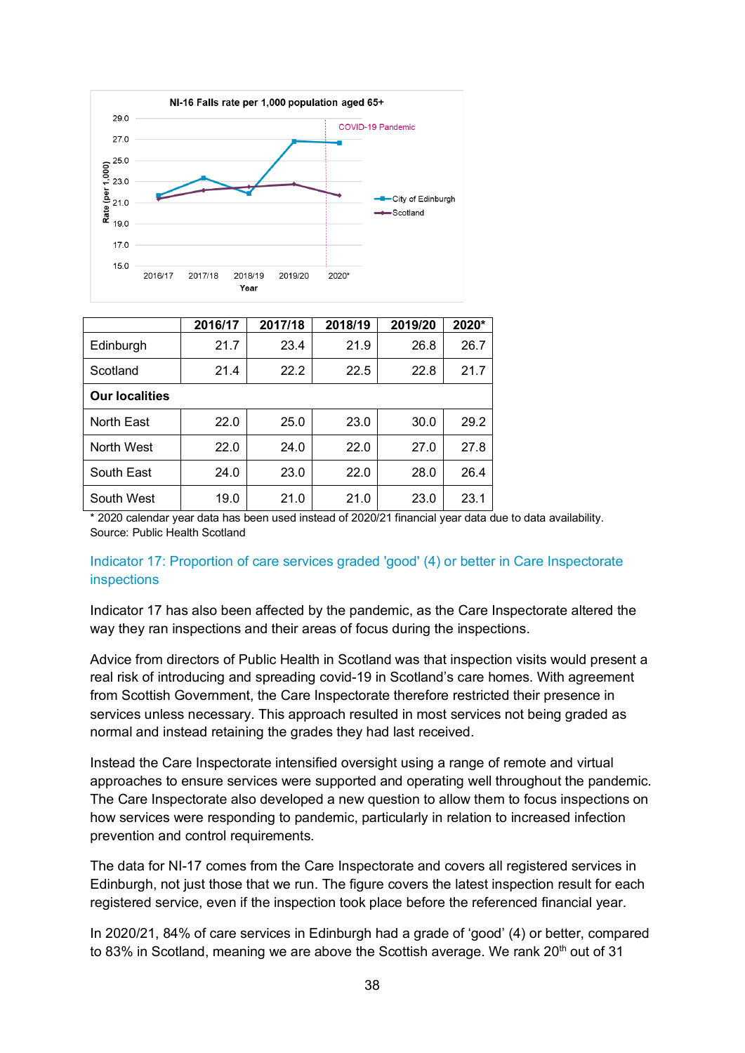**NI-16 Falls rate per 1,000 population aged 65+**

|  | 2016/17 | 2017/18 | 2018/19 | 2019/20 | 2020* |
|---|---|---|---|---|---|
| Edinburgh | 21.7 | 23.4 | 21.9 | 26.8 | 26.7 |
| Scotland | 21.4 | 22.2 | 22.5 | 22.8 | 21.7 |
| **Our localities** | | | | | |
| North East | 22.0 | 25.0 | 23.0 | 30.0 | 29.2 |
| North West | 22.0 | 24.0 | 22.0 | 27.0 | 27.8 |
| South East | 24.0 | 23.0 | 22.0 | 28.0 | 26.4 |
| South West | 19.0 | 21.0 | 21.0 | 23.0 | 23.1 |

* 2020 calendar year data has been used instead of 2020/21 financial year data due to data availability.
Source: Public Health Scotland

### Indicator 17: Proportion of care services graded 'good' (4) or better in Care Inspectorate inspections

Indicator 17 has also been affected by the pandemic, as the Care Inspectorate altered the way they ran inspections and their areas of focus during the inspections.

Advice from directors of Public Health in Scotland was that inspection visits would present a real risk of introducing and spreading covid-19 in Scotland's care homes. With agreement from Scottish Government, the Care Inspectorate therefore restricted their presence in services unless necessary. This approach resulted in most services not being graded as normal and instead retaining the grades they had last received.

Instead the Care Inspectorate intensified oversight using a range of remote and virtual approaches to ensure services were supported and operating well throughout the pandemic. The Care Inspectorate also developed a new question to allow them to focus inspections on how services were responding to pandemic, particularly in relation to increased infection prevention and control requirements.

The data for NI-17 comes from the Care Inspectorate and covers all registered services in Edinburgh, not just those that we run. The figure covers the latest inspection result for each registered service, even if the inspection took place before the referenced financial year.

In 2020/21, 84% of care services in Edinburgh had a grade of 'good' (4) or better, compared to 83% in Scotland, meaning we are above the Scottish average. We rank 20th out of 31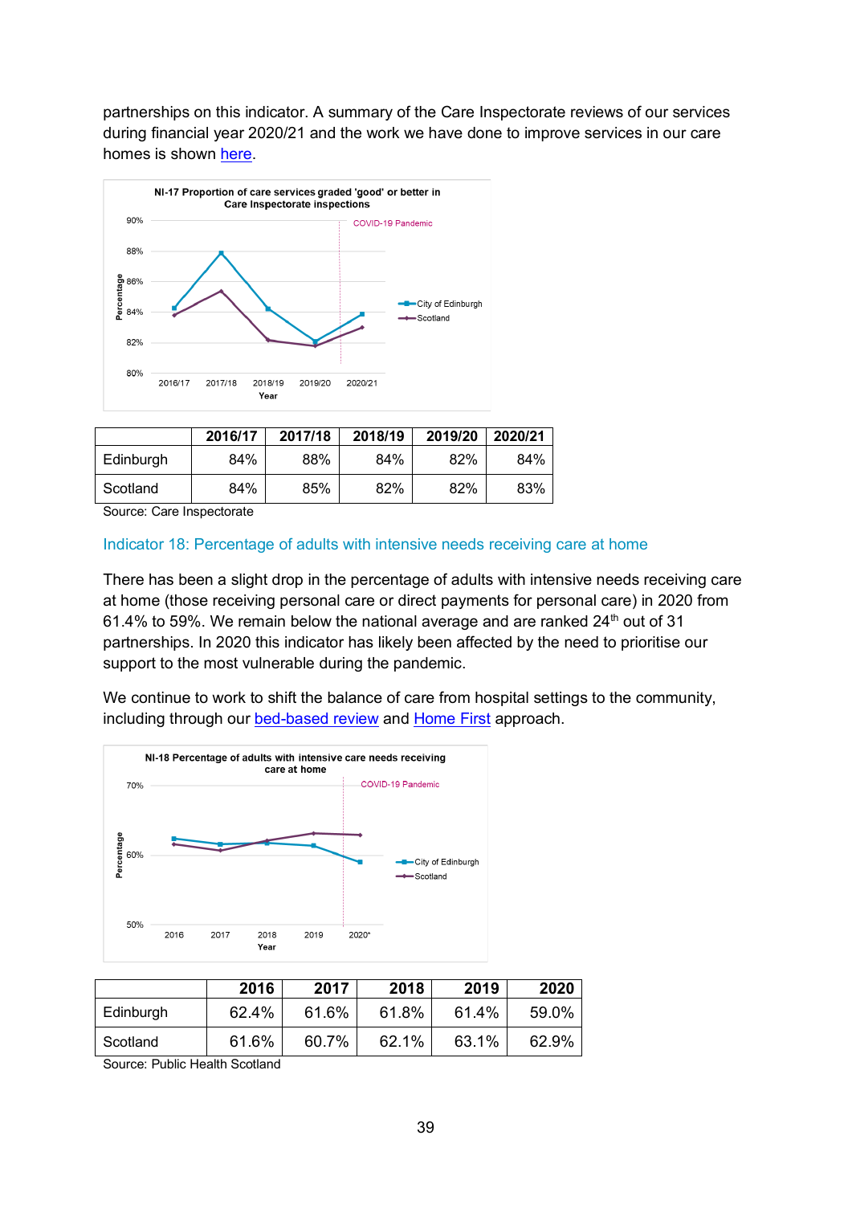partnerships on this indicator. A summary of the Care Inspectorate reviews of our services during financial year 2020/21 and the work we have done to improve services in our care homes is shown here.

| | 2016/17 | 2017/18 | 2018/19 | 2019/20 | 2020/21 |
|---|---|---|---|---|---|
| Edinburgh | 84% | 88% | 84% | 82% | 84% |
| Scotland | 84% | 85% | 82% | 82% | 83% |

Source: Care Inspectorate

### Indicator 18: Percentage of adults with intensive needs receiving care at home

There has been a slight drop in the percentage of adults with intensive needs receiving care at home (those receiving personal care or direct payments for personal care) in 2020 from 61.4% to 59%. We remain below the national average and are ranked 24th out of 31 partnerships. In 2020 this indicator has likely been affected by the need to prioritise our support to the most vulnerable during the pandemic.

We continue to work to shift the balance of care from hospital settings to the community, including through our bed-based review and Home First approach.

| | 2016 | 2017 | 2018 | 2019 | 2020 |
|---|---|---|---|---|---|
| Edinburgh | 62.4% | 61.6% | 61.8% | 61.4% | 59.0% |
| Scotland | 61.6% | 60.7% | 62.1% | 63.1% | 62.9% |

Source: Public Health Scotland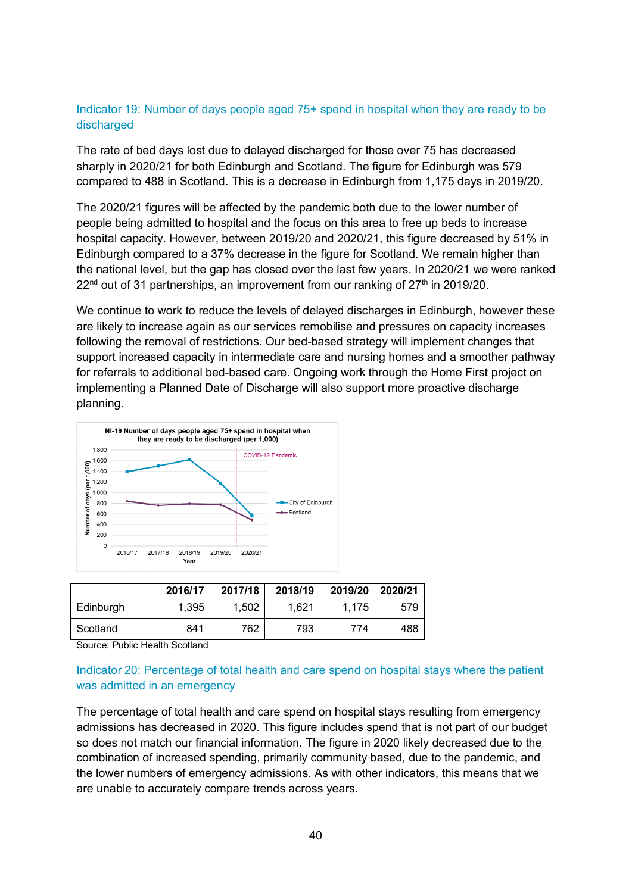### Indicator 19: Number of days people aged 75+ spend in hospital when they are ready to be discharged

The rate of bed days lost due to delayed discharged for those over 75 has decreased sharply in 2020/21 for both Edinburgh and Scotland. The figure for Edinburgh was 579 compared to 488 in Scotland. This is a decrease in Edinburgh from 1,175 days in 2019/20.

The 2020/21 figures will be affected by the pandemic both due to the lower number of people being admitted to hospital and the focus on this area to free up beds to increase hospital capacity. However, between 2019/20 and 2020/21, this figure decreased by 51% in Edinburgh compared to a 37% decrease in the figure for Scotland. We remain higher than the national level, but the gap has closed over the last few years. In 2020/21 we were ranked 22nd out of 31 partnerships, an improvement from our ranking of 27th in 2019/20.

We continue to work to reduce the levels of delayed discharges in Edinburgh, however these are likely to increase again as our services remobilise and pressures on capacity increases following the removal of restrictions. Our bed-based strategy will implement changes that support increased capacity in intermediate care and nursing homes and a smoother pathway for referrals to additional bed-based care. Ongoing work through the Home First project on implementing a Planned Date of Discharge will also support more proactive discharge planning.

NI-19 Number of days people aged 75+ spend in hospital when they are ready to be discharged (per 1,000)

| | 2016/17 | 2017/18 | 2018/19 | 2019/20 | 2020/21 |
|---|---|---|---|---|---|
| Edinburgh | 1,395 | 1,502 | 1,621 | 1,175 | 579 |
| Scotland | 841 | 762 | 793 | 774 | 488 |

Source: Public Health Scotland

### Indicator 20: Percentage of total health and care spend on hospital stays where the patient was admitted in an emergency

The percentage of total health and care spend on hospital stays resulting from emergency admissions has decreased in 2020. This figure includes spend that is not part of our budget so does not match our financial information. The figure in 2020 likely decreased due to the combination of increased spending, primarily community based, due to the pandemic, and the lower numbers of emergency admissions. As with other indicators, this means that we are unable to accurately compare trends across years.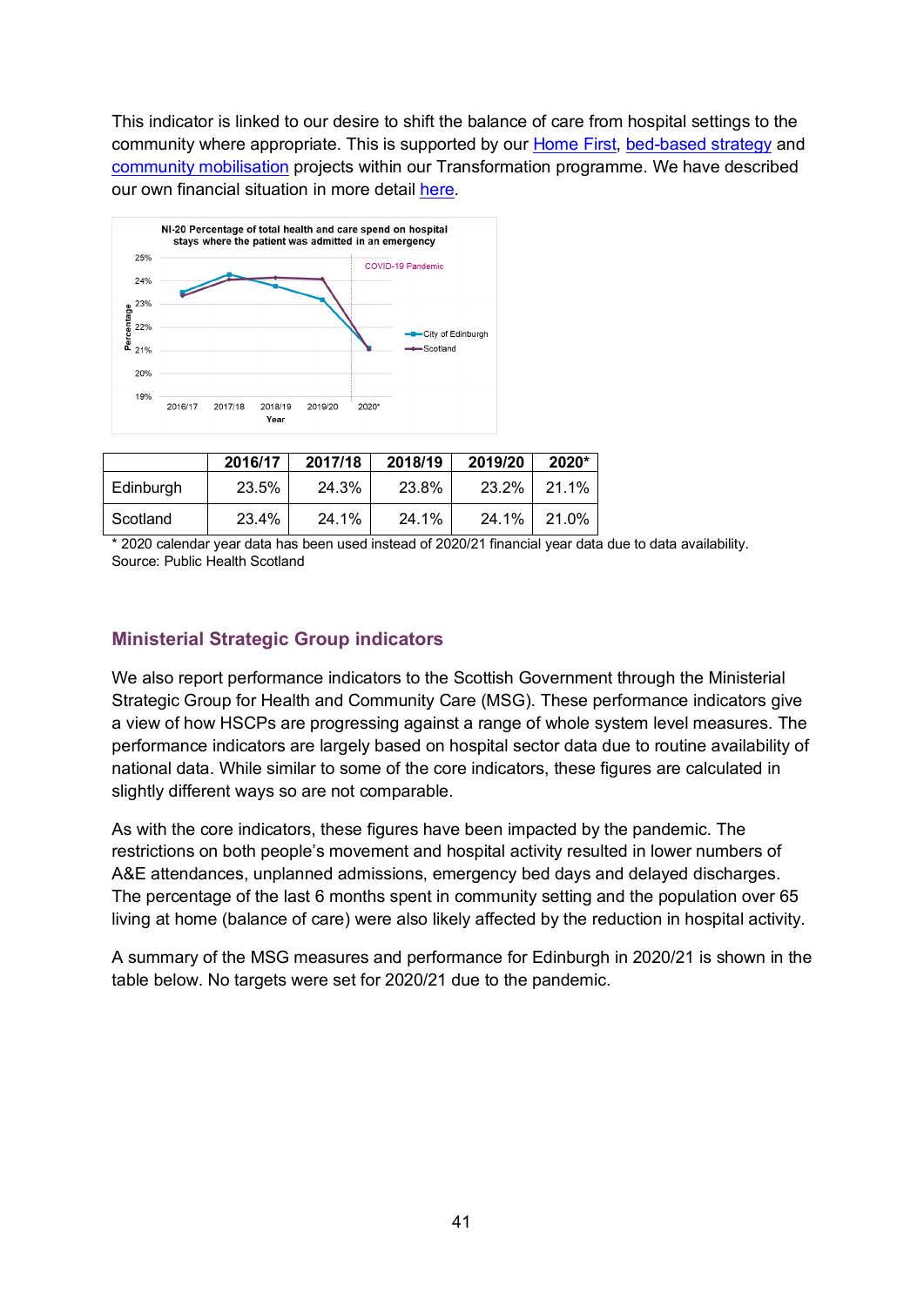This indicator is linked to our desire to shift the balance of care from hospital settings to the community where appropriate. This is supported by our Home First, bed-based strategy and community mobilisation projects within our Transformation programme. We have described our own financial situation in more detail here.

|  | 2016/17 | 2017/18 | 2018/19 | 2019/20 | 2020* |
|---|---|---|---|---|---|
| Edinburgh | 23.5% | 24.3% | 23.8% | 23.2% | 21.1% |
| Scotland | 23.4% | 24.1% | 24.1% | 24.1% | 21.0% |

\* 2020 calendar year data has been used instead of 2020/21 financial year data due to data availability.
Source: Public Health Scotland

## Ministerial Strategic Group indicators

We also report performance indicators to the Scottish Government through the Ministerial Strategic Group for Health and Community Care (MSG). These performance indicators give a view of how HSCPs are progressing against a range of whole system level measures. The performance indicators are largely based on hospital sector data due to routine availability of national data. While similar to some of the core indicators, these figures are calculated in slightly different ways so are not comparable.

As with the core indicators, these figures have been impacted by the pandemic. The restrictions on both people's movement and hospital activity resulted in lower numbers of A&E attendances, unplanned admissions, emergency bed days and delayed discharges. The percentage of the last 6 months spent in community setting and the population over 65 living at home (balance of care) were also likely affected by the reduction in hospital activity.

A summary of the MSG measures and performance for Edinburgh in 2020/21 is shown in the table below. No targets were set for 2020/21 due to the pandemic.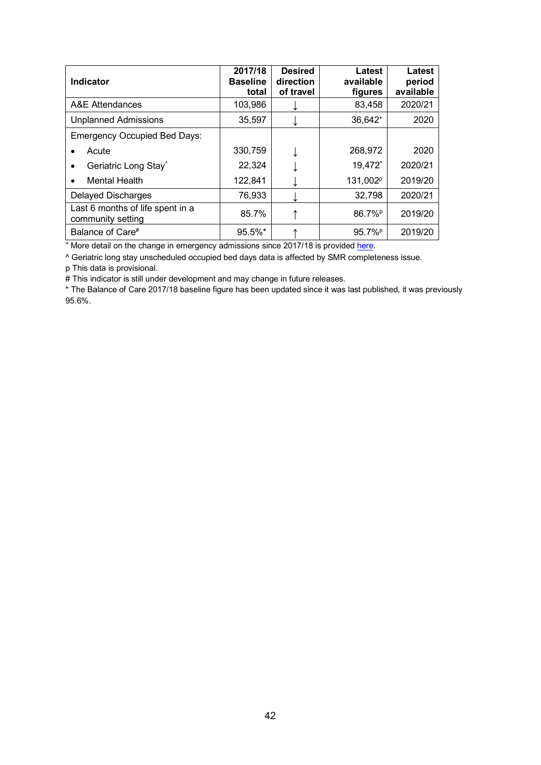| Indicator | 2017/18 Baseline total | Desired direction of travel | Latest available figures | Latest period available |
|---|---|---|---|---|
| A&E Attendances | 103,986 | ↓ | 83,458 | 2020/21 |
| Unplanned Admissions | 35,597 | ↓ | 36,642[+] | 2020 |
| Emergency Occupied Bed Days: | | | | |
| • Acute | 330,759 | ↓ | 268,972 | 2020 |
| • Geriatric Long Stay[^] | 22,324 | ↓ | 19,472[^] | 2020/21 |
| • Mental Health | 122,841 | ↓ | 131,002[p] | 2019/20 |
| Delayed Discharges | 76,933 | ↓ | 32,798 | 2020/21 |
| Last 6 months of life spent in a community setting | 85.7% | ↑ | 86.7%[p] | 2019/20 |
| Balance of Care[#] | 95.5%* | ↑ | 95.7%[p] | 2019/20 |

[+] More detail on the change in emergency admissions since 2017/18 is provided here.

^ Geriatric long stay unscheduled occupied bed days data is affected by SMR completeness issue.

p This data is provisional.

# This indicator is still under development and may change in future releases.

* The Balance of Care 2017/18 baseline figure has been updated since it was last published, it was previously 95.6%.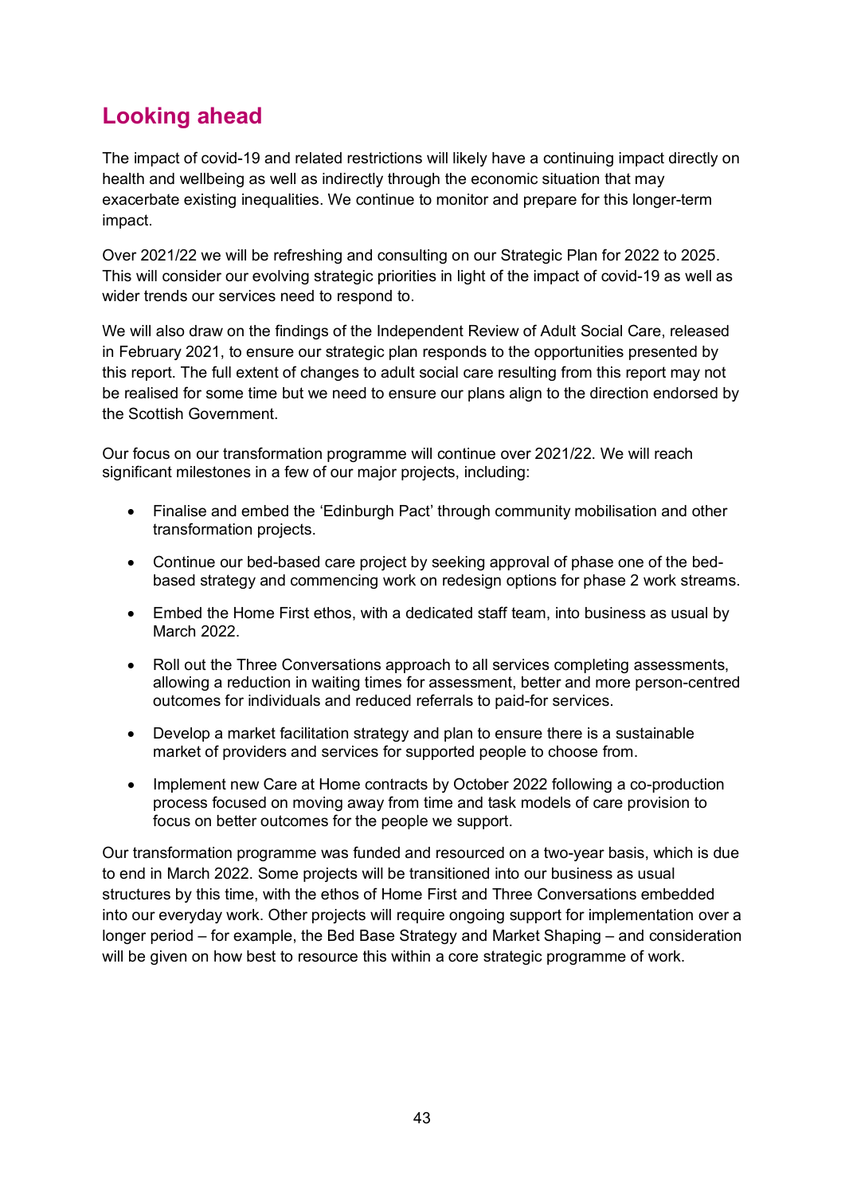## Looking ahead

The impact of covid-19 and related restrictions will likely have a continuing impact directly on health and wellbeing as well as indirectly through the economic situation that may exacerbate existing inequalities. We continue to monitor and prepare for this longer-term impact.

Over 2021/22 we will be refreshing and consulting on our Strategic Plan for 2022 to 2025. This will consider our evolving strategic priorities in light of the impact of covid-19 as well as wider trends our services need to respond to.

We will also draw on the findings of the Independent Review of Adult Social Care, released in February 2021, to ensure our strategic plan responds to the opportunities presented by this report. The full extent of changes to adult social care resulting from this report may not be realised for some time but we need to ensure our plans align to the direction endorsed by the Scottish Government.

Our focus on our transformation programme will continue over 2021/22. We will reach significant milestones in a few of our major projects, including:

- Finalise and embed the 'Edinburgh Pact' through community mobilisation and other transformation projects.
- Continue our bed-based care project by seeking approval of phase one of the bed-based strategy and commencing work on redesign options for phase 2 work streams.
- Embed the Home First ethos, with a dedicated staff team, into business as usual by March 2022.
- Roll out the Three Conversations approach to all services completing assessments, allowing a reduction in waiting times for assessment, better and more person-centred outcomes for individuals and reduced referrals to paid-for services.
- Develop a market facilitation strategy and plan to ensure there is a sustainable market of providers and services for supported people to choose from.
- Implement new Care at Home contracts by October 2022 following a co-production process focused on moving away from time and task models of care provision to focus on better outcomes for the people we support.

Our transformation programme was funded and resourced on a two-year basis, which is due to end in March 2022. Some projects will be transitioned into our business as usual structures by this time, with the ethos of Home First and Three Conversations embedded into our everyday work. Other projects will require ongoing support for implementation over a longer period – for example, the Bed Base Strategy and Market Shaping – and consideration will be given on how best to resource this within a core strategic programme of work.